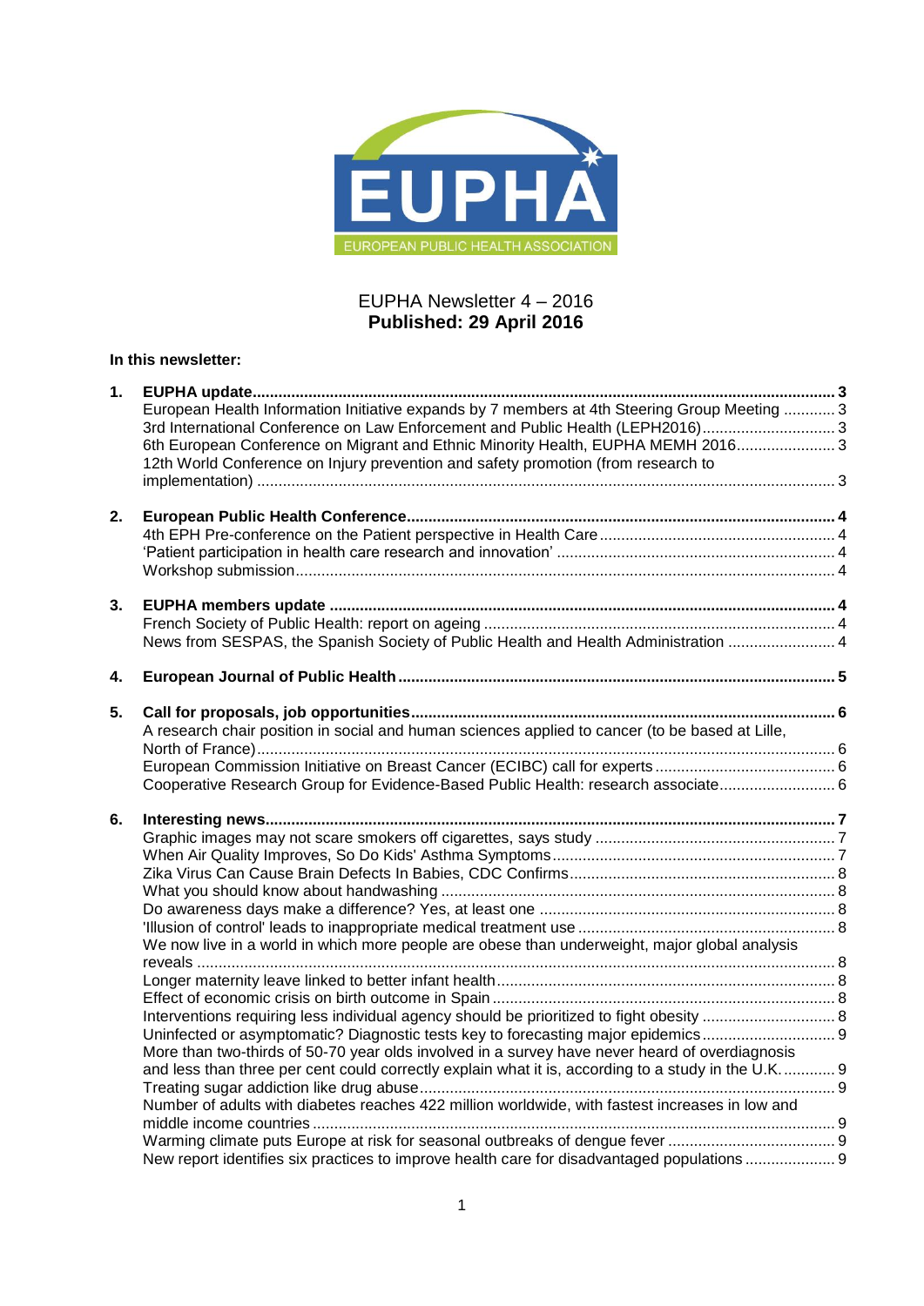EUPHA

EUROPEAN PUBLIC HEALTH ASSOCIATION

# EUPHA Newsletter 4 – 2016
**Published: 29 April 2016**

**In this newsletter:**

1. **EUPHA update** ... **3**
   - European Health Information Initiative expands by 7 members at 4th Steering Group Meeting ... 3
   - 3rd International Conference on Law Enforcement and Public Health (LEPH2016) ... 3
   - 6th European Conference on Migrant and Ethnic Minority Health, EUPHA MEMH 2016 ... 3
   - 12th World Conference on Injury prevention and safety promotion (from research to implementation) ... 3
2. **European Public Health Conference** ... **4**
   - 4th EPH Pre-conference on the Patient perspective in Health Care ... 4
   - 'Patient participation in health care research and innovation' ... 4
   - Workshop submission ... 4
3. **EUPHA members update** ... **4**
   - French Society of Public Health: report on ageing ... 4
   - News from SESPAS, the Spanish Society of Public Health and Health Administration ... 4
4. **European Journal of Public Health** ... **5**
5. **Call for proposals, job opportunities** ... **6**
   - A research chair position in social and human sciences applied to cancer (to be based at Lille, North of France) ... 6
   - European Commission Initiative on Breast Cancer (ECIBC) call for experts ... 6
   - Cooperative Research Group for Evidence-Based Public Health: research associate ... 6
6. **Interesting news** ... **7**
   - Graphic images may not scare smokers off cigarettes, says study ... 7
   - When Air Quality Improves, So Do Kids' Asthma Symptoms ... 7
   - Zika Virus Can Cause Brain Defects In Babies, CDC Confirms ... 8
   - What you should know about handwashing ... 8
   - Do awareness days make a difference? Yes, at least one ... 8
   - 'Illusion of control' leads to inappropriate medical treatment use ... 8
   - We now live in a world in which more people are obese than underweight, major global analysis reveals ... 8
   - Longer maternity leave linked to better infant health ... 8
   - Effect of economic crisis on birth outcome in Spain ... 8
   - Interventions requiring less individual agency should be prioritized to fight obesity ... 8
   - Uninfected or asymptomatic? Diagnostic tests key to forecasting major epidemics ... 9
   - More than two-thirds of 50-70 year olds involved in a survey have never heard of overdiagnosis and less than three per cent could correctly explain what it is, according to a study in the U.K. ... 9
   - Treating sugar addiction like drug abuse ... 9
   - Number of adults with diabetes reaches 422 million worldwide, with fastest increases in low and middle income countries ... 9
   - Warming climate puts Europe at risk for seasonal outbreaks of dengue fever ... 9
   - New report identifies six practices to improve health care for disadvantaged populations ... 9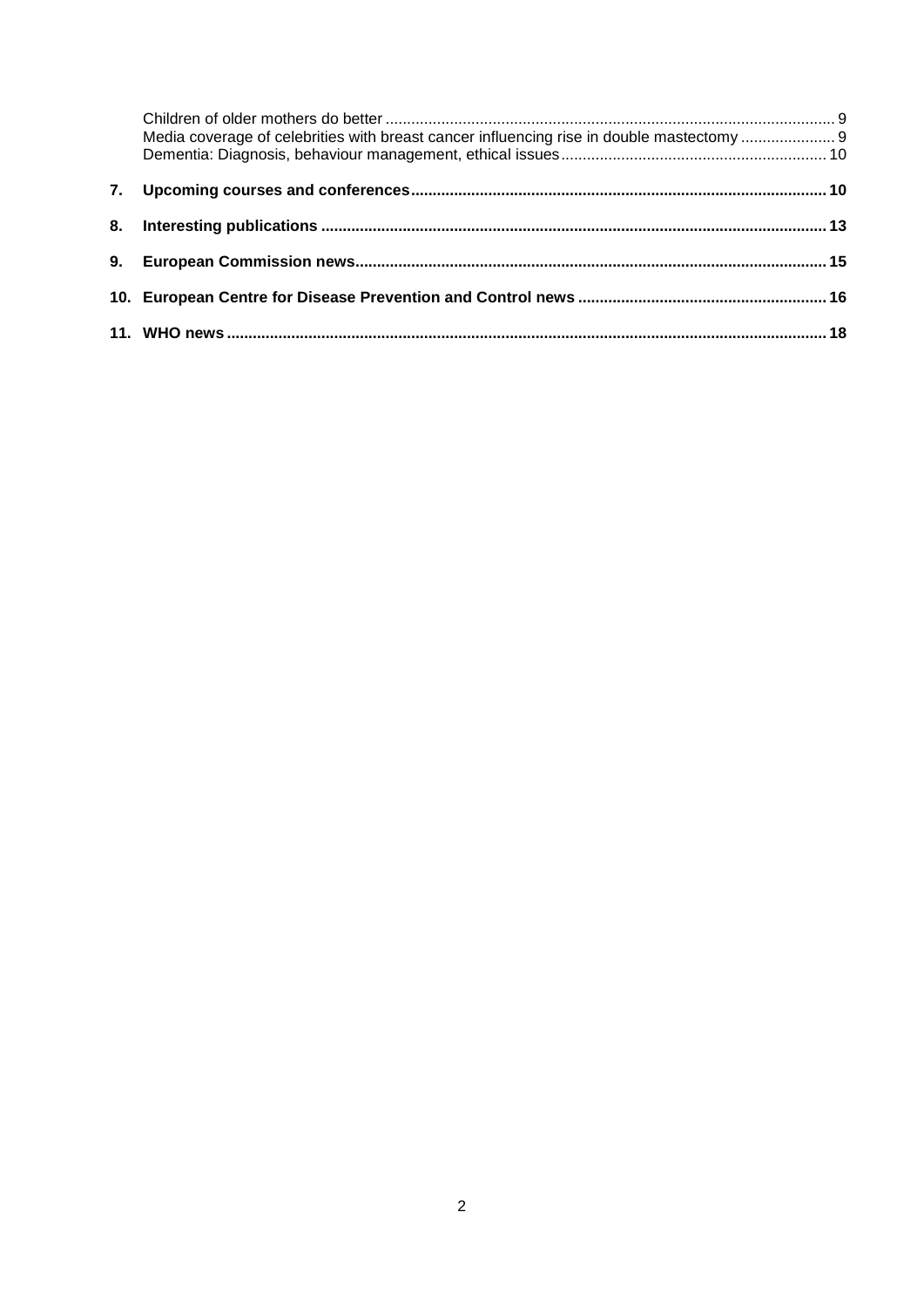Children of older mothers do better ........................................................................................................ 9
Media coverage of celebrities with breast cancer influencing rise in double mastectomy ...................... 9
Dementia: Diagnosis, behaviour management, ethical issues .............................................................. 10

**7. Upcoming courses and conferences ................................................................................................ 10**

**8. Interesting publications ..................................................................................................................... 13**

**9. European Commission news ............................................................................................................. 15**

**10. European Centre for Disease Prevention and Control news .......................................................... 16**

**11. WHO news .......................................................................................................................................... 18**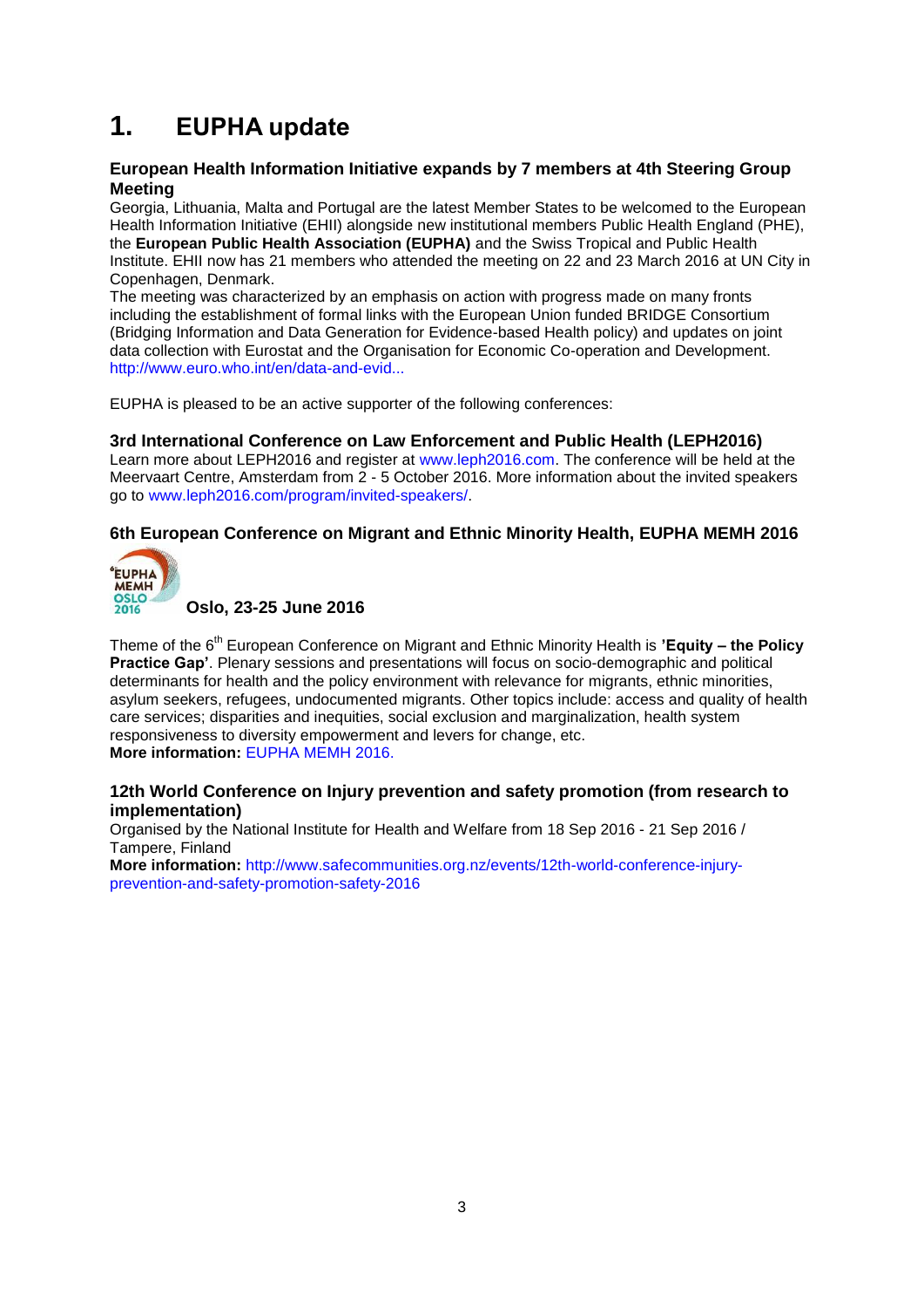# 1. EUPHA update

### European Health Information Initiative expands by 7 members at 4th Steering Group Meeting

Georgia, Lithuania, Malta and Portugal are the latest Member States to be welcomed to the European Health Information Initiative (EHII) alongside new institutional members Public Health England (PHE), the **European Public Health Association (EUPHA)** and the Swiss Tropical and Public Health Institute. EHII now has 21 members who attended the meeting on 22 and 23 March 2016 at UN City in Copenhagen, Denmark.

The meeting was characterized by an emphasis on action with progress made on many fronts including the establishment of formal links with the European Union funded BRIDGE Consortium (Bridging Information and Data Generation for Evidence-based Health policy) and updates on joint data collection with Eurostat and the Organisation for Economic Co-operation and Development. http://www.euro.who.int/en/data-and-evid...

EUPHA is pleased to be an active supporter of the following conferences:

### 3rd International Conference on Law Enforcement and Public Health (LEPH2016)

Learn more about LEPH2016 and register at www.leph2016.com. The conference will be held at the Meervaart Centre, Amsterdam from 2 - 5 October 2016. More information about the invited speakers go to www.leph2016.com/program/invited-speakers/.

### 6th European Conference on Migrant and Ethnic Minority Health, EUPHA MEMH 2016

**Oslo, 23-25 June 2016**

Theme of the 6th European Conference on Migrant and Ethnic Minority Health is **'Equity – the Policy Practice Gap'**. Plenary sessions and presentations will focus on socio-demographic and political determinants for health and the policy environment with relevance for migrants, ethnic minorities, asylum seekers, refugees, undocumented migrants. Other topics include: access and quality of health care services; disparities and inequities, social exclusion and marginalization, health system responsiveness to diversity empowerment and levers for change, etc.
**More information:** EUPHA MEMH 2016.

### 12th World Conference on Injury prevention and safety promotion (from research to implementation)

Organised by the National Institute for Health and Welfare from 18 Sep 2016 - 21 Sep 2016 / Tampere, Finland
**More information:** http://www.safecommunities.org.nz/events/12th-world-conference-injury-prevention-and-safety-promotion-safety-2016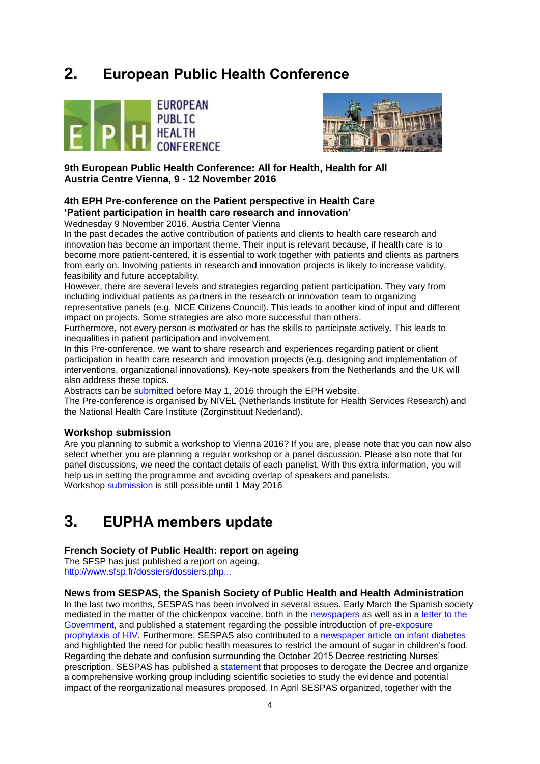## 2. European Public Health Conference

**9th European Public Health Conference: All for Health, Health for All**
**Austria Centre Vienna, 9 - 12 November 2016**

### 4th EPH Pre-conference on the Patient perspective in Health Care
### 'Patient participation in health care research and innovation'

Wednesday 9 November 2016, Austria Center Vienna

In the past decades the active contribution of patients and clients to health care research and innovation has become an important theme. Their input is relevant because, if health care is to become more patient-centered, it is essential to work together with patients and clients as partners from early on. Involving patients in research and innovation projects is likely to increase validity, feasibility and future acceptability.

However, there are several levels and strategies regarding patient participation. They vary from including individual patients as partners in the research or innovation team to organizing representative panels (e.g. NICE Citizens Council). This leads to another kind of input and different impact on projects. Some strategies are also more successful than others.

Furthermore, not every person is motivated or has the skills to participate actively. This leads to inequalities in patient participation and involvement.

In this Pre-conference, we want to share research and experiences regarding patient or client participation in health care research and innovation projects (e.g. designing and implementation of interventions, organizational innovations). Key-note speakers from the Netherlands and the UK will also address these topics.

Abstracts can be submitted before May 1, 2016 through the EPH website.

The Pre-conference is organised by NIVEL (Netherlands Institute for Health Services Research) and the National Health Care Institute (Zorginstituut Nederland).

### Workshop submission

Are you planning to submit a workshop to Vienna 2016? If you are, please note that you can now also select whether you are planning a regular workshop or a panel discussion. Please also note that for panel discussions, we need the contact details of each panelist. With this extra information, you will help us in setting the programme and avoiding overlap of speakers and panelists.

Workshop submission is still possible until 1 May 2016

## 3. EUPHA members update

### French Society of Public Health: report on ageing

The SFSP has just published a report on ageing.
http://www.sfsp.fr/dossiers/dossiers.php...

### News from SESPAS, the Spanish Society of Public Health and Health Administration

In the last two months, SESPAS has been involved in several issues. Early March the Spanish society mediated in the matter of the chickenpox vaccine, both in the newspapers as well as in a letter to the Government, and published a statement regarding the possible introduction of pre-exposure prophylaxis of HIV. Furthermore, SESPAS also contributed to a newspaper article on infant diabetes and highlighted the need for public health measures to restrict the amount of sugar in children's food. Regarding the debate and confusion surrounding the October 2015 Decree restricting Nurses' prescription, SESPAS has published a statement that proposes to derogate the Decree and organize a comprehensive working group including scientific societies to study the evidence and potential impact of the reorganizational measures proposed. In April SESPAS organized, together with the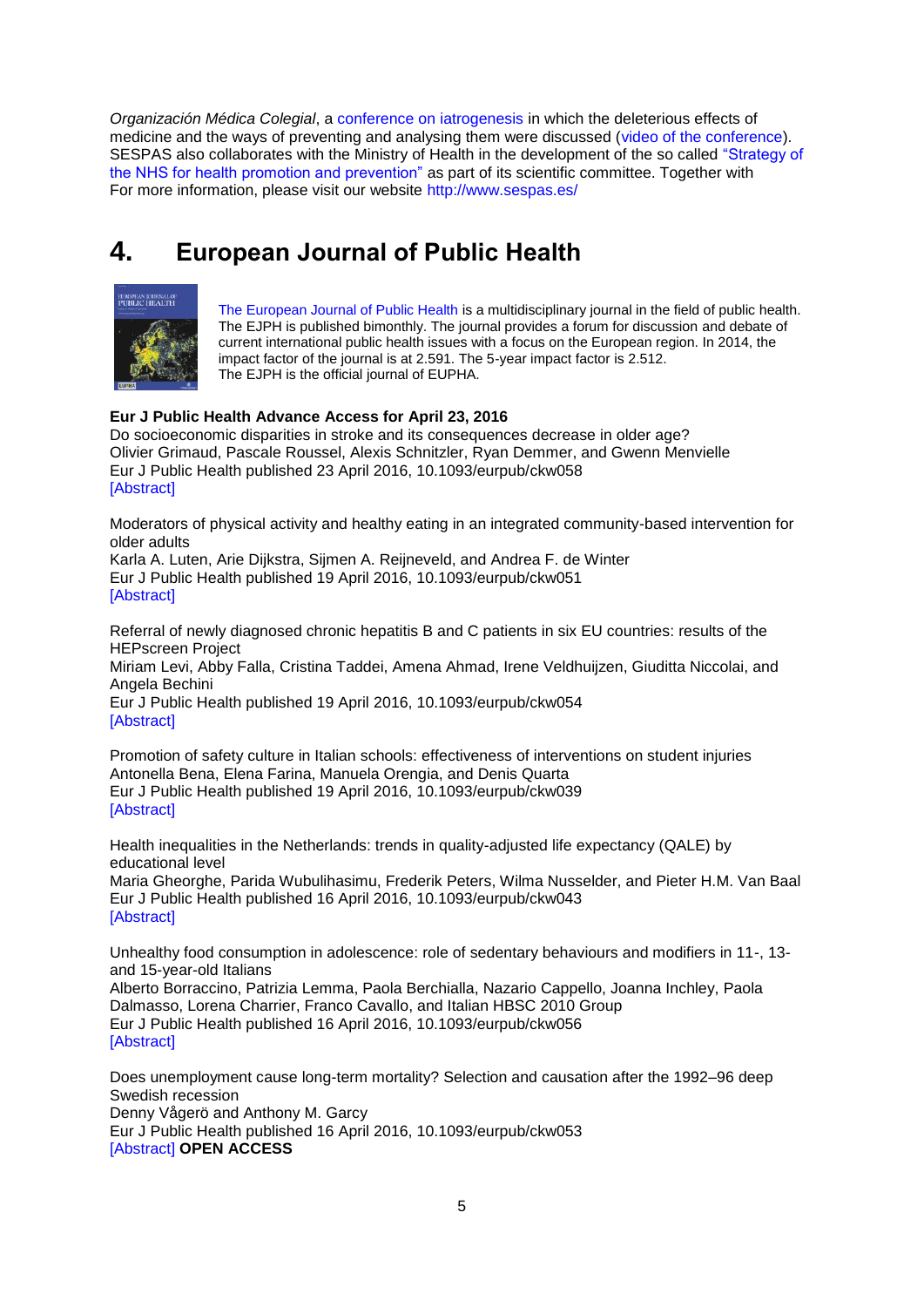*Organización Médica Colegial*, a conference on iatrogenesis in which the deleterious effects of medicine and the ways of preventing and analysing them were discussed (video of the conference). SESPAS also collaborates with the Ministry of Health in the development of the so called "Strategy of the NHS for health promotion and prevention" as part of its scientific committee. Together with For more information, please visit our website http://www.sespas.es/

# 4. European Journal of Public Health

The European Journal of Public Health is a multidisciplinary journal in the field of public health. The EJPH is published bimonthly. The journal provides a forum for discussion and debate of current international public health issues with a focus on the European region. In 2014, the impact factor of the journal is at 2.591. The 5-year impact factor is 2.512.
The EJPH is the official journal of EUPHA.

**Eur J Public Health Advance Access for April 23, 2016**

Do socioeconomic disparities in stroke and its consequences decrease in older age?
Olivier Grimaud, Pascale Roussel, Alexis Schnitzler, Ryan Demmer, and Gwenn Menvielle
Eur J Public Health published 23 April 2016, 10.1093/eurpub/ckw058
[Abstract]

Moderators of physical activity and healthy eating in an integrated community-based intervention for older adults
Karla A. Luten, Arie Dijkstra, Sijmen A. Reijneveld, and Andrea F. de Winter
Eur J Public Health published 19 April 2016, 10.1093/eurpub/ckw051
[Abstract]

Referral of newly diagnosed chronic hepatitis B and C patients in six EU countries: results of the HEPscreen Project
Miriam Levi, Abby Falla, Cristina Taddei, Amena Ahmad, Irene Veldhuijzen, Giuditta Niccolai, and Angela Bechini
Eur J Public Health published 19 April 2016, 10.1093/eurpub/ckw054
[Abstract]

Promotion of safety culture in Italian schools: effectiveness of interventions on student injuries
Antonella Bena, Elena Farina, Manuela Orengia, and Denis Quarta
Eur J Public Health published 19 April 2016, 10.1093/eurpub/ckw039
[Abstract]

Health inequalities in the Netherlands: trends in quality-adjusted life expectancy (QALE) by educational level
Maria Gheorghe, Parida Wubulihasimu, Frederik Peters, Wilma Nusselder, and Pieter H.M. Van Baal
Eur J Public Health published 16 April 2016, 10.1093/eurpub/ckw043
[Abstract]

Unhealthy food consumption in adolescence: role of sedentary behaviours and modifiers in 11-, 13- and 15-year-old Italians
Alberto Borraccino, Patrizia Lemma, Paola Berchialla, Nazario Cappello, Joanna Inchley, Paola Dalmasso, Lorena Charrier, Franco Cavallo, and Italian HBSC 2010 Group
Eur J Public Health published 16 April 2016, 10.1093/eurpub/ckw056
[Abstract]

Does unemployment cause long-term mortality? Selection and causation after the 1992–96 deep Swedish recession
Denny Vågerö and Anthony M. Garcy
Eur J Public Health published 16 April 2016, 10.1093/eurpub/ckw053
[Abstract] **OPEN ACCESS**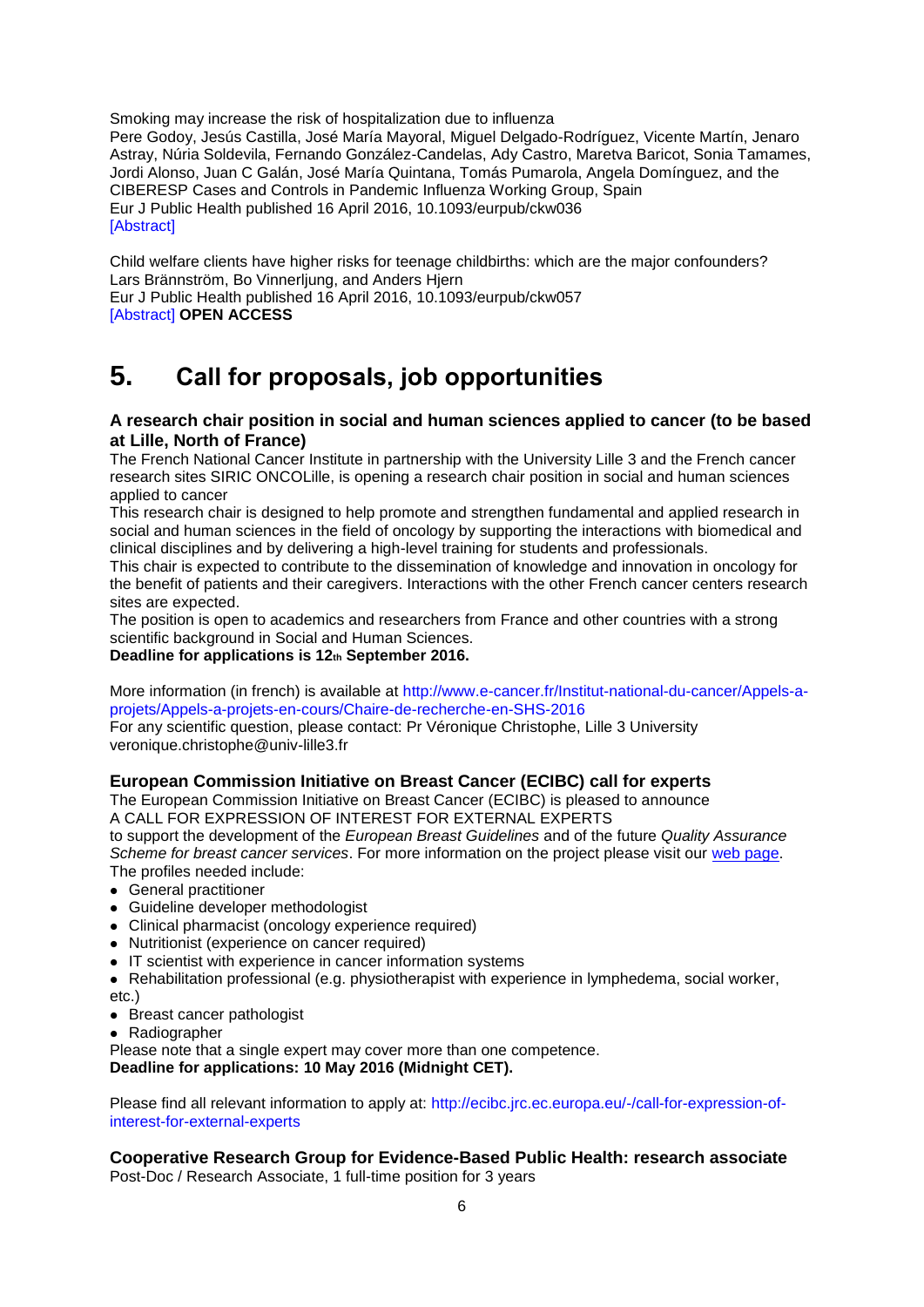Smoking may increase the risk of hospitalization due to influenza
Pere Godoy, Jesús Castilla, José María Mayoral, Miguel Delgado-Rodríguez, Vicente Martín, Jenaro Astray, Núria Soldevila, Fernando González-Candelas, Ady Castro, Maretva Baricot, Sonia Tamames, Jordi Alonso, Juan C Galán, José María Quintana, Tomás Pumarola, Angela Domínguez, and the CIBERESP Cases and Controls in Pandemic Influenza Working Group, Spain
Eur J Public Health published 16 April 2016, 10.1093/eurpub/ckw036
[Abstract]

Child welfare clients have higher risks for teenage childbirths: which are the major confounders?
Lars Brännström, Bo Vinnerljung, and Anders Hjern
Eur J Public Health published 16 April 2016, 10.1093/eurpub/ckw057
[Abstract] **OPEN ACCESS**

# 5. Call for proposals, job opportunities

### A research chair position in social and human sciences applied to cancer (to be based at Lille, North of France)

The French National Cancer Institute in partnership with the University Lille 3 and the French cancer research sites SIRIC ONCOLille, is opening a research chair position in social and human sciences applied to cancer
This research chair is designed to help promote and strengthen fundamental and applied research in social and human sciences in the field of oncology by supporting the interactions with biomedical and clinical disciplines and by delivering a high-level training for students and professionals.
This chair is expected to contribute to the dissemination of knowledge and innovation in oncology for the benefit of patients and their caregivers. Interactions with the other French cancer centers research sites are expected.
The position is open to academics and researchers from France and other countries with a strong scientific background in Social and Human Sciences.
**Deadline for applications is 12th September 2016.**

More information (in french) is available at http://www.e-cancer.fr/Institut-national-du-cancer/Appels-a-projets/Appels-a-projets-en-cours/Chaire-de-recherche-en-SHS-2016
For any scientific question, please contact: Pr Véronique Christophe, Lille 3 University veronique.christophe@univ-lille3.fr

### European Commission Initiative on Breast Cancer (ECIBC) call for experts

The European Commission Initiative on Breast Cancer (ECIBC) is pleased to announce
A CALL FOR EXPRESSION OF INTEREST FOR EXTERNAL EXPERTS
to support the development of the *European Breast Guidelines* and of the future *Quality Assurance Scheme for breast cancer services*. For more information on the project please visit our web page.
The profiles needed include:

- General practitioner
- Guideline developer methodologist
- Clinical pharmacist (oncology experience required)
- Nutritionist (experience on cancer required)
- IT scientist with experience in cancer information systems
- Rehabilitation professional (e.g. physiotherapist with experience in lymphedema, social worker, etc.)
- Breast cancer pathologist
- Radiographer

Please note that a single expert may cover more than one competence.
**Deadline for applications: 10 May 2016 (Midnight CET).**

Please find all relevant information to apply at: http://ecibc.jrc.ec.europa.eu/-/call-for-expression-of-interest-for-external-experts

### Cooperative Research Group for Evidence-Based Public Health: research associate

Post-Doc / Research Associate, 1 full-time position for 3 years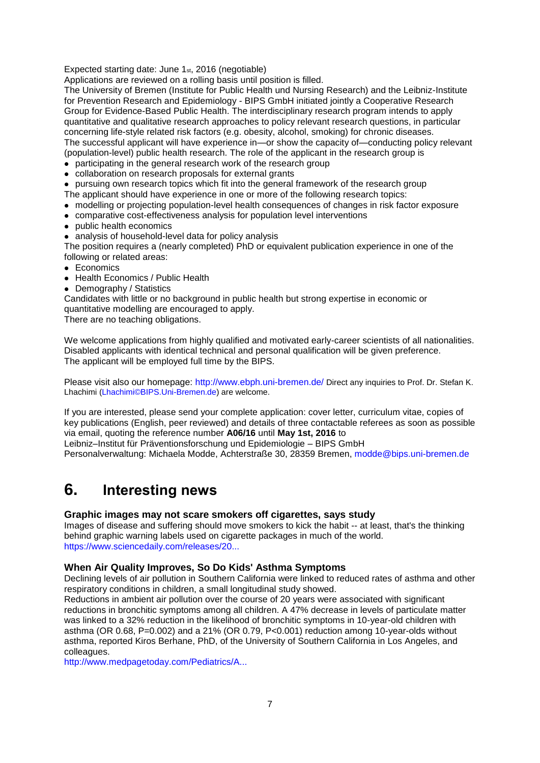Expected starting date: June 1st, 2016 (negotiable)
Applications are reviewed on a rolling basis until position is filled.
The University of Bremen (Institute for Public Health und Nursing Research) and the Leibniz-Institute for Prevention Research and Epidemiology - BIPS GmbH initiated jointly a Cooperative Research Group for Evidence-Based Public Health. The interdisciplinary research program intends to apply quantitative and qualitative research approaches to policy relevant research questions, in particular concerning life-style related risk factors (e.g. obesity, alcohol, smoking) for chronic diseases.
The successful applicant will have experience in—or show the capacity of—conducting policy relevant (population-level) public health research. The role of the applicant in the research group is

- participating in the general research work of the research group
- collaboration on research proposals for external grants
- pursuing own research topics which fit into the general framework of the research group

The applicant should have experience in one or more of the following research topics:

- modelling or projecting population-level health consequences of changes in risk factor exposure
- comparative cost-effectiveness analysis for population level interventions
- public health economics
- analysis of household-level data for policy analysis

The position requires a (nearly completed) PhD or equivalent publication experience in one of the following or related areas:

- Economics
- Health Economics / Public Health
- Demography / Statistics

Candidates with little or no background in public health but strong expertise in economic or quantitative modelling are encouraged to apply.
There are no teaching obligations.

We welcome applications from highly qualified and motivated early-career scientists of all nationalities. Disabled applicants with identical technical and personal qualification will be given preference.
The applicant will be employed full time by the BIPS.

Please visit also our homepage: http://www.ebph.uni-bremen.de/ Direct any inquiries to Prof. Dr. Stefan K. Lhachimi (Lhachimi©BIPS.Uni-Bremen.de) are welcome.

If you are interested, please send your complete application: cover letter, curriculum vitae, copies of key publications (English, peer reviewed) and details of three contactable referees as soon as possible via email, quoting the reference number **A06/16** until **May 1st, 2016** to
Leibniz–Institut für Präventionsforschung und Epidemiologie – BIPS GmbH
Personalverwaltung: Michaela Modde, Achterstraße 30, 28359 Bremen, modde@bips.uni-bremen.de

# 6. Interesting news

### Graphic images may not scare smokers off cigarettes, says study

Images of disease and suffering should move smokers to kick the habit -- at least, that's the thinking behind graphic warning labels used on cigarette packages in much of the world.
https://www.sciencedaily.com/releases/20...

### When Air Quality Improves, So Do Kids' Asthma Symptoms

Declining levels of air pollution in Southern California were linked to reduced rates of asthma and other respiratory conditions in children, a small longitudinal study showed.
Reductions in ambient air pollution over the course of 20 years were associated with significant reductions in bronchitic symptoms among all children. A 47% decrease in levels of particulate matter was linked to a 32% reduction in the likelihood of bronchitic symptoms in 10-year-old children with asthma (OR 0.68, $P=0.002$) and a 21% (OR 0.79, $P<0.001$) reduction among 10-year-olds without asthma, reported Kiros Berhane, PhD, of the University of Southern California in Los Angeles, and colleagues.
http://www.medpagetoday.com/Pediatrics/A...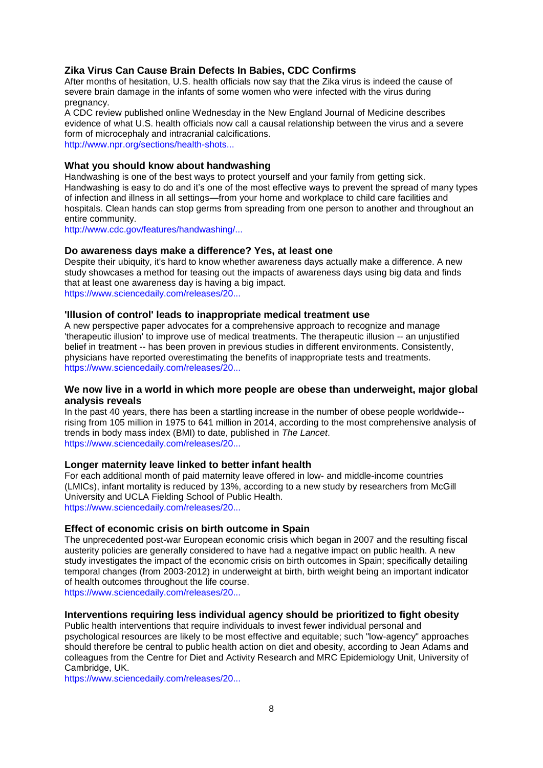### Zika Virus Can Cause Brain Defects In Babies, CDC Confirms

After months of hesitation, U.S. health officials now say that the Zika virus is indeed the cause of severe brain damage in the infants of some women who were infected with the virus during pregnancy.

A CDC review published online Wednesday in the New England Journal of Medicine describes evidence of what U.S. health officials now call a causal relationship between the virus and a severe form of microcephaly and intracranial calcifications.

http://www.npr.org/sections/health-shots...

### What you should know about handwashing

Handwashing is one of the best ways to protect yourself and your family from getting sick. Handwashing is easy to do and it's one of the most effective ways to prevent the spread of many types of infection and illness in all settings—from your home and workplace to child care facilities and hospitals. Clean hands can stop germs from spreading from one person to another and throughout an entire community.

http://www.cdc.gov/features/handwashing/...

### Do awareness days make a difference? Yes, at least one

Despite their ubiquity, it's hard to know whether awareness days actually make a difference. A new study showcases a method for teasing out the impacts of awareness days using big data and finds that at least one awareness day is having a big impact.

https://www.sciencedaily.com/releases/20...

### 'Illusion of control' leads to inappropriate medical treatment use

A new perspective paper advocates for a comprehensive approach to recognize and manage 'therapeutic illusion' to improve use of medical treatments. The therapeutic illusion -- an unjustified belief in treatment -- has been proven in previous studies in different environments. Consistently, physicians have reported overestimating the benefits of inappropriate tests and treatments.

https://www.sciencedaily.com/releases/20...

### We now live in a world in which more people are obese than underweight, major global analysis reveals

In the past 40 years, there has been a startling increase in the number of obese people worldwide--rising from 105 million in 1975 to 641 million in 2014, according to the most comprehensive analysis of trends in body mass index (BMI) to date, published in *The Lancet*.

https://www.sciencedaily.com/releases/20...

### Longer maternity leave linked to better infant health

For each additional month of paid maternity leave offered in low- and middle-income countries (LMICs), infant mortality is reduced by 13%, according to a new study by researchers from McGill University and UCLA Fielding School of Public Health.

https://www.sciencedaily.com/releases/20...

### Effect of economic crisis on birth outcome in Spain

The unprecedented post-war European economic crisis which began in 2007 and the resulting fiscal austerity policies are generally considered to have had a negative impact on public health. A new study investigates the impact of the economic crisis on birth outcomes in Spain; specifically detailing temporal changes (from 2003-2012) in underweight at birth, birth weight being an important indicator of health outcomes throughout the life course.

https://www.sciencedaily.com/releases/20...

### Interventions requiring less individual agency should be prioritized to fight obesity

Public health interventions that require individuals to invest fewer individual personal and psychological resources are likely to be most effective and equitable; such "low-agency" approaches should therefore be central to public health action on diet and obesity, according to Jean Adams and colleagues from the Centre for Diet and Activity Research and MRC Epidemiology Unit, University of Cambridge, UK.

https://www.sciencedaily.com/releases/20...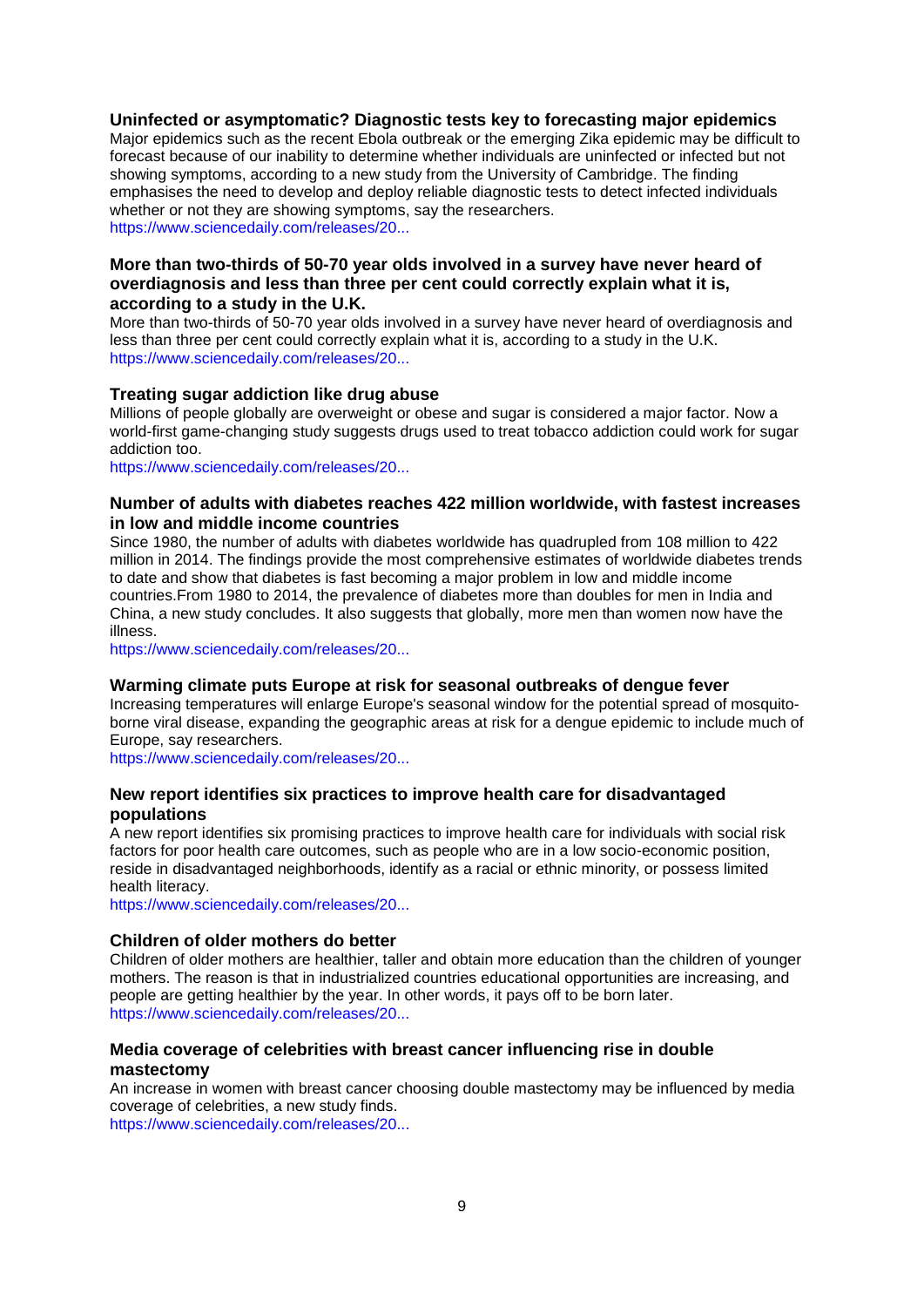### Uninfected or asymptomatic? Diagnostic tests key to forecasting major epidemics

Major epidemics such as the recent Ebola outbreak or the emerging Zika epidemic may be difficult to forecast because of our inability to determine whether individuals are uninfected or infected but not showing symptoms, according to a new study from the University of Cambridge. The finding emphasises the need to develop and deploy reliable diagnostic tests to detect infected individuals whether or not they are showing symptoms, say the researchers.
https://www.sciencedaily.com/releases/20...

### More than two-thirds of 50-70 year olds involved in a survey have never heard of overdiagnosis and less than three per cent could correctly explain what it is, according to a study in the U.K.

More than two-thirds of 50-70 year olds involved in a survey have never heard of overdiagnosis and less than three per cent could correctly explain what it is, according to a study in the U.K.
https://www.sciencedaily.com/releases/20...

### Treating sugar addiction like drug abuse

Millions of people globally are overweight or obese and sugar is considered a major factor. Now a world-first game-changing study suggests drugs used to treat tobacco addiction could work for sugar addiction too.
https://www.sciencedaily.com/releases/20...

### Number of adults with diabetes reaches 422 million worldwide, with fastest increases in low and middle income countries

Since 1980, the number of adults with diabetes worldwide has quadrupled from 108 million to 422 million in 2014. The findings provide the most comprehensive estimates of worldwide diabetes trends to date and show that diabetes is fast becoming a major problem in low and middle income countries.From 1980 to 2014, the prevalence of diabetes more than doubles for men in India and China, a new study concludes. It also suggests that globally, more men than women now have the illness.
https://www.sciencedaily.com/releases/20...

### Warming climate puts Europe at risk for seasonal outbreaks of dengue fever

Increasing temperatures will enlarge Europe's seasonal window for the potential spread of mosquito-borne viral disease, expanding the geographic areas at risk for a dengue epidemic to include much of Europe, say researchers.
https://www.sciencedaily.com/releases/20...

### New report identifies six practices to improve health care for disadvantaged populations

A new report identifies six promising practices to improve health care for individuals with social risk factors for poor health care outcomes, such as people who are in a low socio-economic position, reside in disadvantaged neighborhoods, identify as a racial or ethnic minority, or possess limited health literacy.
https://www.sciencedaily.com/releases/20...

### Children of older mothers do better

Children of older mothers are healthier, taller and obtain more education than the children of younger mothers. The reason is that in industrialized countries educational opportunities are increasing, and people are getting healthier by the year. In other words, it pays off to be born later.
https://www.sciencedaily.com/releases/20...

### Media coverage of celebrities with breast cancer influencing rise in double mastectomy

An increase in women with breast cancer choosing double mastectomy may be influenced by media coverage of celebrities, a new study finds.
https://www.sciencedaily.com/releases/20...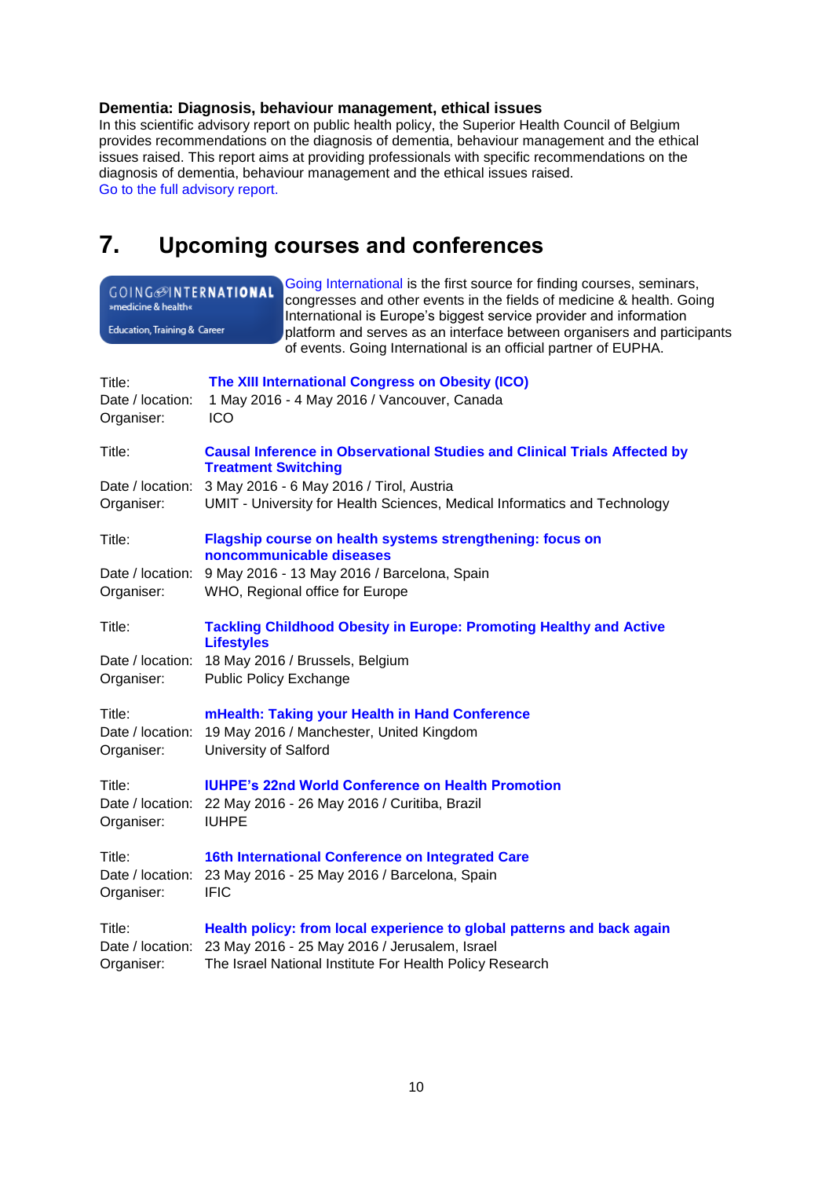### Dementia: Diagnosis, behaviour management, ethical issues

In this scientific advisory report on public health policy, the Superior Health Council of Belgium provides recommendations on the diagnosis of dementia, behaviour management and the ethical issues raised. This report aims at providing professionals with specific recommendations on the diagnosis of dementia, behaviour management and the ethical issues raised.
Go to the full advisory report.

# 7. Upcoming courses and conferences

GOING INTERNATIONAL »medicine & health« Education, Training & Career

Going International is the first source for finding courses, seminars, congresses and other events in the fields of medicine & health. Going International is Europe's biggest service provider and information platform and serves as an interface between organisers and participants of events. Going International is an official partner of EUPHA.

Title: **The XIII International Congress on Obesity (ICO)**
Date / location: 1 May 2016 - 4 May 2016 / Vancouver, Canada
Organiser: ICO

Title: **Causal Inference in Observational Studies and Clinical Trials Affected by Treatment Switching**
Date / location: 3 May 2016 - 6 May 2016 / Tirol, Austria
Organiser: UMIT - University for Health Sciences, Medical Informatics and Technology

Title: **Flagship course on health systems strengthening: focus on noncommunicable diseases**
Date / location: 9 May 2016 - 13 May 2016 / Barcelona, Spain
Organiser: WHO, Regional office for Europe

Title: **Tackling Childhood Obesity in Europe: Promoting Healthy and Active Lifestyles**
Date / location: 18 May 2016 / Brussels, Belgium
Organiser: Public Policy Exchange

Title: **mHealth: Taking your Health in Hand Conference**
Date / location: 19 May 2016 / Manchester, United Kingdom
Organiser: University of Salford

Title: **IUHPE's 22nd World Conference on Health Promotion**
Date / location: 22 May 2016 - 26 May 2016 / Curitiba, Brazil
Organiser: IUHPE

Title: **16th International Conference on Integrated Care**
Date / location: 23 May 2016 - 25 May 2016 / Barcelona, Spain
Organiser: IFIC

Title: **Health policy: from local experience to global patterns and back again**
Date / location: 23 May 2016 - 25 May 2016 / Jerusalem, Israel
Organiser: The Israel National Institute For Health Policy Research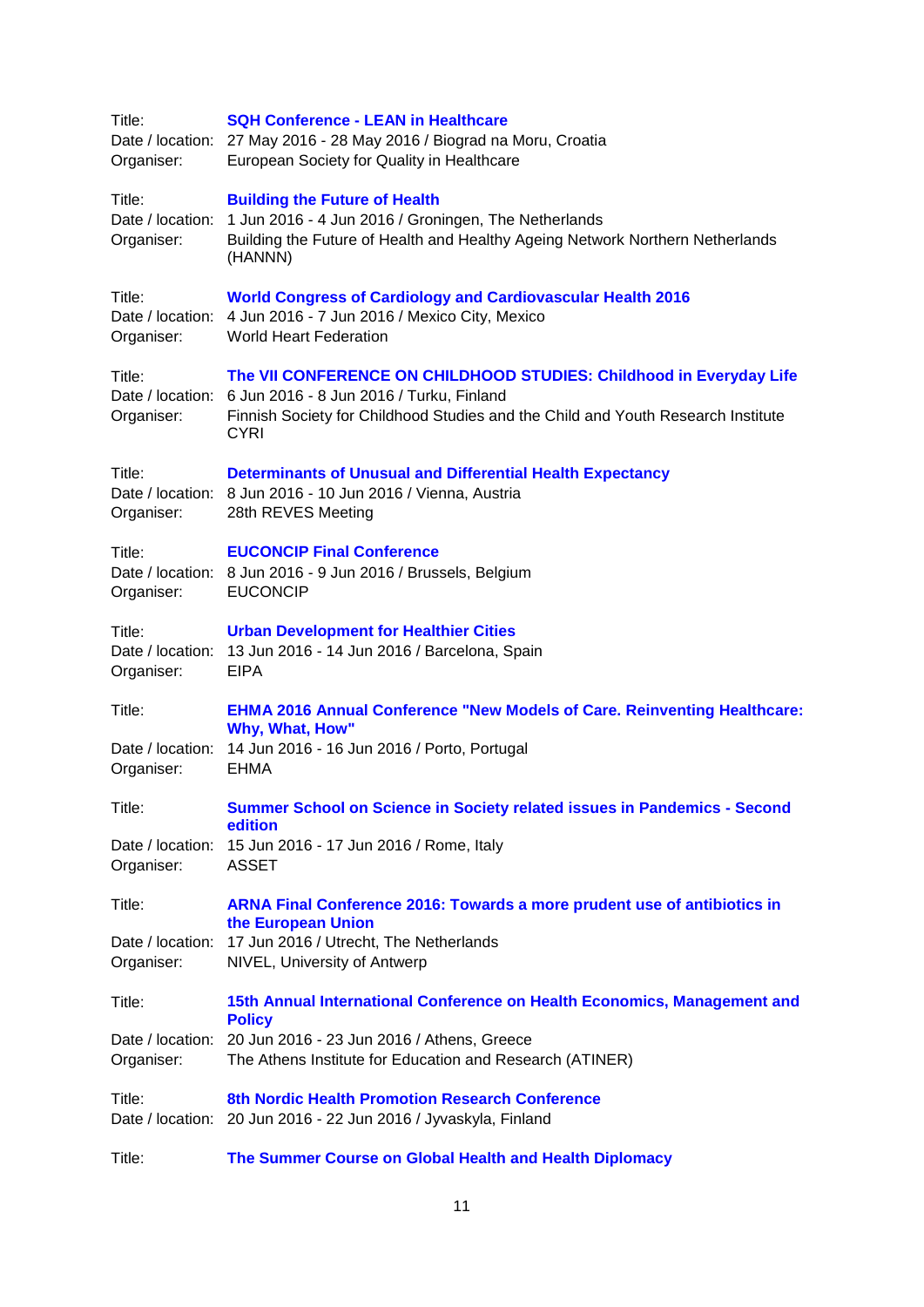Title: **SQH Conference - LEAN in Healthcare**
Date / location: 27 May 2016 - 28 May 2016 / Biograd na Moru, Croatia
Organiser: European Society for Quality in Healthcare

Title: **Building the Future of Health**
Date / location: 1 Jun 2016 - 4 Jun 2016 / Groningen, The Netherlands
Organiser: Building the Future of Health and Healthy Ageing Network Northern Netherlands (HANNN)

Title: **World Congress of Cardiology and Cardiovascular Health 2016**
Date / location: 4 Jun 2016 - 7 Jun 2016 / Mexico City, Mexico
Organiser: World Heart Federation

Title: **The VII CONFERENCE ON CHILDHOOD STUDIES: Childhood in Everyday Life**
Date / location: 6 Jun 2016 - 8 Jun 2016 / Turku, Finland
Organiser: Finnish Society for Childhood Studies and the Child and Youth Research Institute CYRI

Title: **Determinants of Unusual and Differential Health Expectancy**
Date / location: 8 Jun 2016 - 10 Jun 2016 / Vienna, Austria
Organiser: 28th REVES Meeting

Title: **EUCONCIP Final Conference**
Date / location: 8 Jun 2016 - 9 Jun 2016 / Brussels, Belgium
Organiser: EUCONCIP

Title: **Urban Development for Healthier Cities**
Date / location: 13 Jun 2016 - 14 Jun 2016 / Barcelona, Spain
Organiser: EIPA

Title: **EHMA 2016 Annual Conference "New Models of Care. Reinventing Healthcare: Why, What, How"**
Date / location: 14 Jun 2016 - 16 Jun 2016 / Porto, Portugal
Organiser: EHMA

Title: **Summer School on Science in Society related issues in Pandemics - Second edition**
Date / location: 15 Jun 2016 - 17 Jun 2016 / Rome, Italy
Organiser: ASSET

Title: **ARNA Final Conference 2016: Towards a more prudent use of antibiotics in the European Union**
Date / location: 17 Jun 2016 / Utrecht, The Netherlands
Organiser: NIVEL, University of Antwerp

Title: **15th Annual International Conference on Health Economics, Management and Policy**
Date / location: 20 Jun 2016 - 23 Jun 2016 / Athens, Greece
Organiser: The Athens Institute for Education and Research (ATINER)

Title: **8th Nordic Health Promotion Research Conference**
Date / location: 20 Jun 2016 - 22 Jun 2016 / Jyvaskyla, Finland

Title: **The Summer Course on Global Health and Health Diplomacy**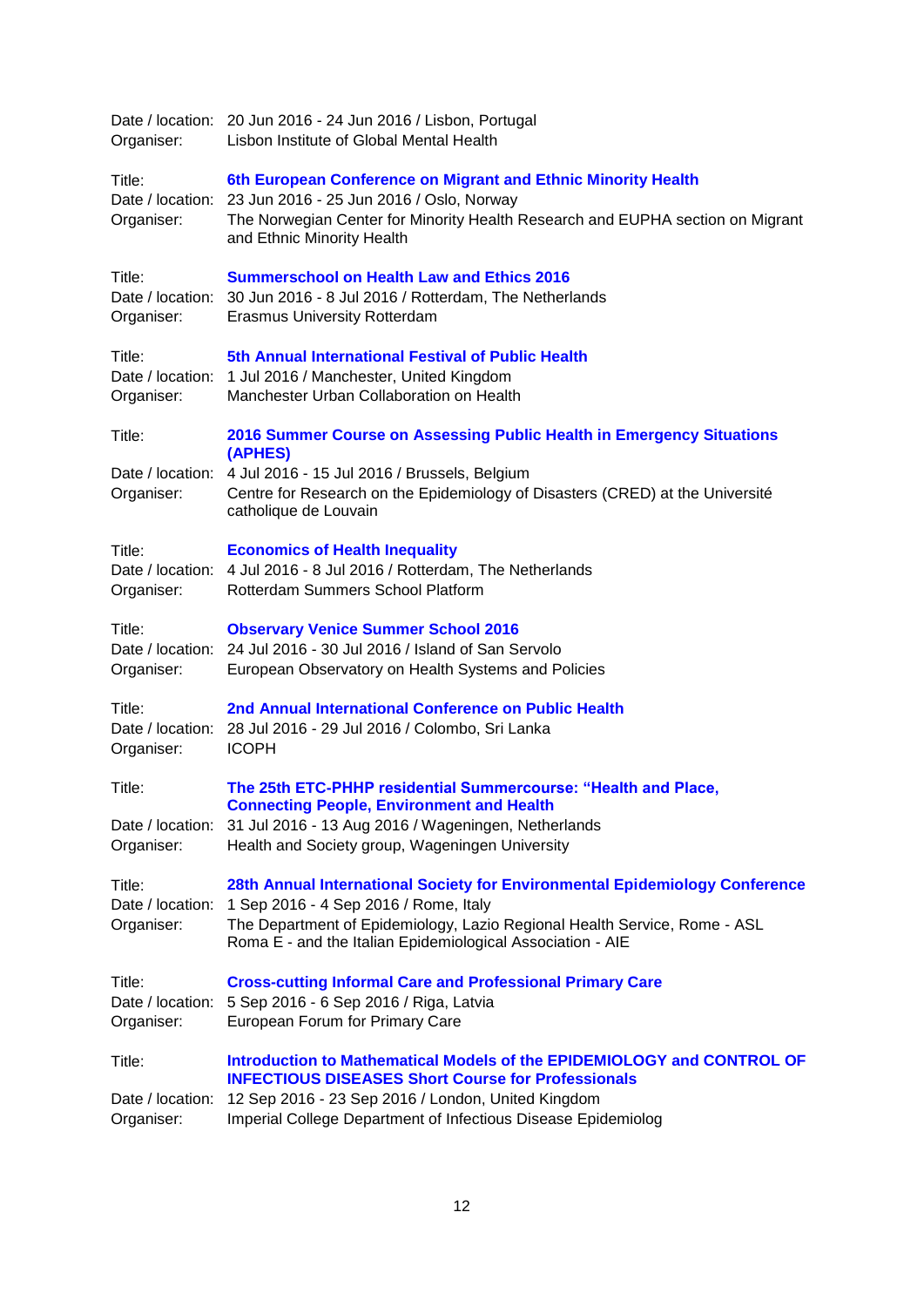Date / location: 20 Jun 2016 - 24 Jun 2016 / Lisbon, Portugal
Organiser: Lisbon Institute of Global Mental Health

Title: **6th European Conference on Migrant and Ethnic Minority Health**
Date / location: 23 Jun 2016 - 25 Jun 2016 / Oslo, Norway
Organiser: The Norwegian Center for Minority Health Research and EUPHA section on Migrant and Ethnic Minority Health

Title: **Summerschool on Health Law and Ethics 2016**
Date / location: 30 Jun 2016 - 8 Jul 2016 / Rotterdam, The Netherlands
Organiser: Erasmus University Rotterdam

Title: **5th Annual International Festival of Public Health**
Date / location: 1 Jul 2016 / Manchester, United Kingdom
Organiser: Manchester Urban Collaboration on Health

Title: **2016 Summer Course on Assessing Public Health in Emergency Situations (APHES)**
Date / location: 4 Jul 2016 - 15 Jul 2016 / Brussels, Belgium
Organiser: Centre for Research on the Epidemiology of Disasters (CRED) at the Université catholique de Louvain

Title: **Economics of Health Inequality**
Date / location: 4 Jul 2016 - 8 Jul 2016 / Rotterdam, The Netherlands
Organiser: Rotterdam Summers School Platform

Title: **Observary Venice Summer School 2016**
Date / location: 24 Jul 2016 - 30 Jul 2016 / Island of San Servolo
Organiser: European Observatory on Health Systems and Policies

Title: **2nd Annual International Conference on Public Health**
Date / location: 28 Jul 2016 - 29 Jul 2016 / Colombo, Sri Lanka
Organiser: ICOPH

Title: **The 25th ETC-PHHP residential Summercourse: "Health and Place, Connecting People, Environment and Health**
Date / location: 31 Jul 2016 - 13 Aug 2016 / Wageningen, Netherlands
Organiser: Health and Society group, Wageningen University

Title: **28th Annual International Society for Environmental Epidemiology Conference**
Date / location: 1 Sep 2016 - 4 Sep 2016 / Rome, Italy
Organiser: The Department of Epidemiology, Lazio Regional Health Service, Rome - ASL Roma E - and the Italian Epidemiological Association - AIE

Title: **Cross-cutting Informal Care and Professional Primary Care**
Date / location: 5 Sep 2016 - 6 Sep 2016 / Riga, Latvia
Organiser: European Forum for Primary Care

Title: **Introduction to Mathematical Models of the EPIDEMIOLOGY and CONTROL OF INFECTIOUS DISEASES Short Course for Professionals**
Date / location: 12 Sep 2016 - 23 Sep 2016 / London, United Kingdom
Organiser: Imperial College Department of Infectious Disease Epidemiolog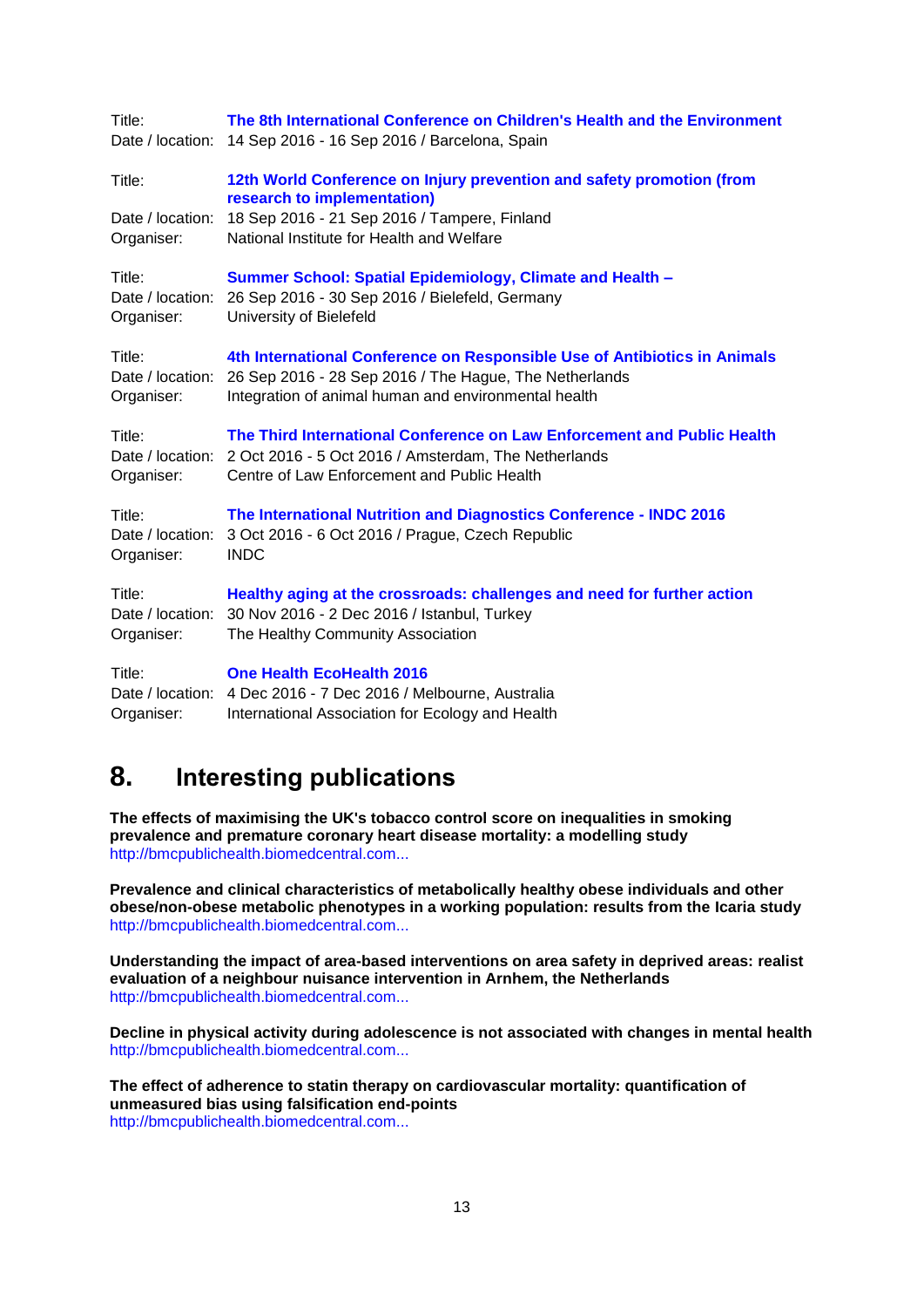Title: **The 8th International Conference on Children's Health and the Environment**
Date / location: 14 Sep 2016 - 16 Sep 2016 / Barcelona, Spain

Title: **12th World Conference on Injury prevention and safety promotion (from research to implementation)**
Date / location: 18 Sep 2016 - 21 Sep 2016 / Tampere, Finland
Organiser: National Institute for Health and Welfare

Title: **Summer School: Spatial Epidemiology, Climate and Health –**
Date / location: 26 Sep 2016 - 30 Sep 2016 / Bielefeld, Germany
Organiser: University of Bielefeld

Title: **4th International Conference on Responsible Use of Antibiotics in Animals**
Date / location: 26 Sep 2016 - 28 Sep 2016 / The Hague, The Netherlands
Organiser: Integration of animal human and environmental health

Title: **The Third International Conference on Law Enforcement and Public Health**
Date / location: 2 Oct 2016 - 5 Oct 2016 / Amsterdam, The Netherlands
Organiser: Centre of Law Enforcement and Public Health

Title: **The International Nutrition and Diagnostics Conference - INDC 2016**
Date / location: 3 Oct 2016 - 6 Oct 2016 / Prague, Czech Republic
Organiser: INDC

Title: **Healthy aging at the crossroads: challenges and need for further action**
Date / location: 30 Nov 2016 - 2 Dec 2016 / Istanbul, Turkey
Organiser: The Healthy Community Association

Title: **One Health EcoHealth 2016**
Date / location: 4 Dec 2016 - 7 Dec 2016 / Melbourne, Australia
Organiser: International Association for Ecology and Health

# 8. Interesting publications

**The effects of maximising the UK's tobacco control score on inequalities in smoking prevalence and premature coronary heart disease mortality: a modelling study**
http://bmcpublichealth.biomedcentral.com...

**Prevalence and clinical characteristics of metabolically healthy obese individuals and other obese/non-obese metabolic phenotypes in a working population: results from the Icaria study**
http://bmcpublichealth.biomedcentral.com...

**Understanding the impact of area-based interventions on area safety in deprived areas: realist evaluation of a neighbour nuisance intervention in Arnhem, the Netherlands**
http://bmcpublichealth.biomedcentral.com...

**Decline in physical activity during adolescence is not associated with changes in mental health**
http://bmcpublichealth.biomedcentral.com...

**The effect of adherence to statin therapy on cardiovascular mortality: quantification of unmeasured bias using falsification end-points**
http://bmcpublichealth.biomedcentral.com...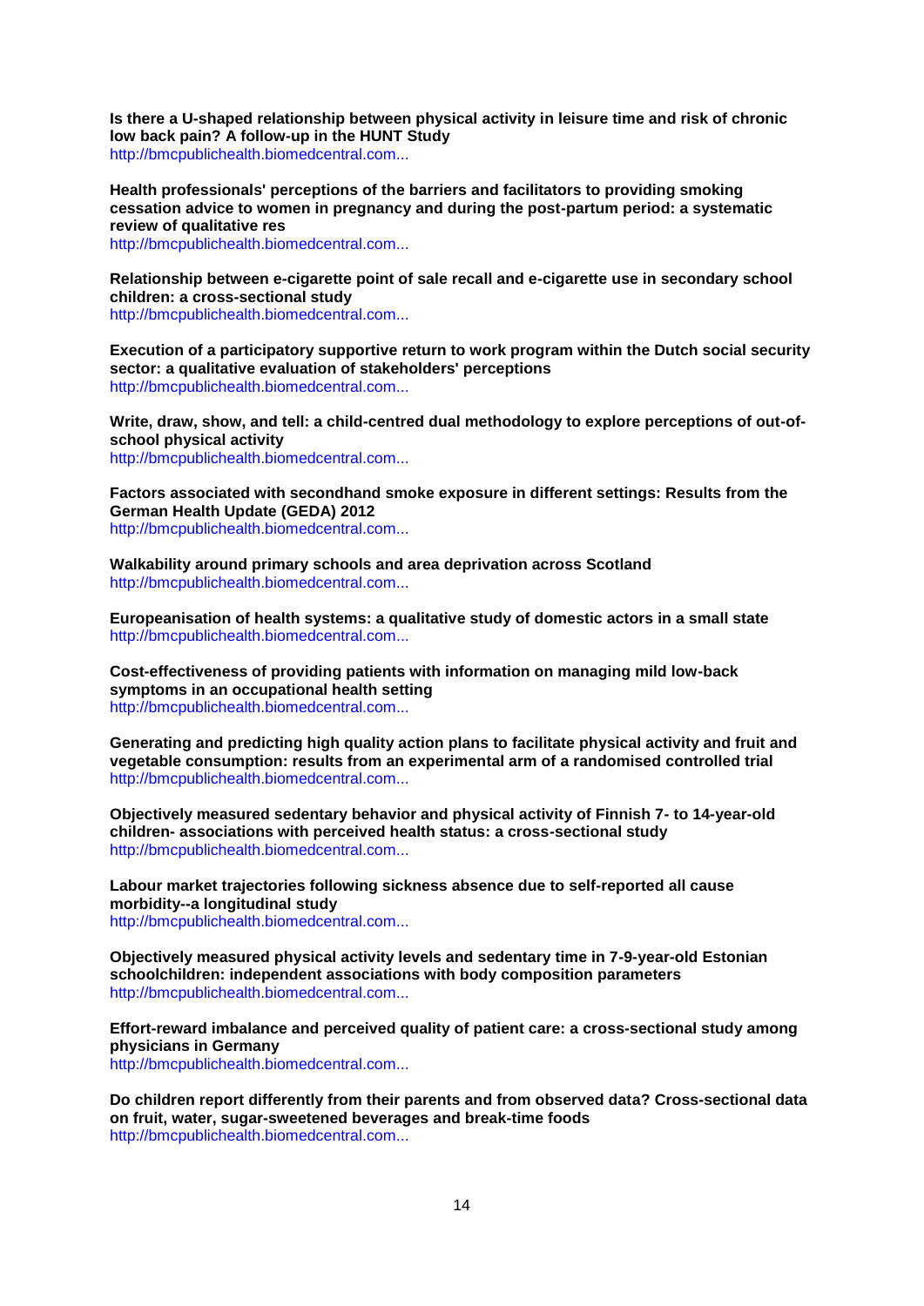**Is there a U-shaped relationship between physical activity in leisure time and risk of chronic low back pain? A follow-up in the HUNT Study**
http://bmcpublichealth.biomedcentral.com...

**Health professionals' perceptions of the barriers and facilitators to providing smoking cessation advice to women in pregnancy and during the post-partum period: a systematic review of qualitative res**
http://bmcpublichealth.biomedcentral.com...

**Relationship between e-cigarette point of sale recall and e-cigarette use in secondary school children: a cross-sectional study**
http://bmcpublichealth.biomedcentral.com...

**Execution of a participatory supportive return to work program within the Dutch social security sector: a qualitative evaluation of stakeholders' perceptions**
http://bmcpublichealth.biomedcentral.com...

**Write, draw, show, and tell: a child-centred dual methodology to explore perceptions of out-of-school physical activity**
http://bmcpublichealth.biomedcentral.com...

**Factors associated with secondhand smoke exposure in different settings: Results from the German Health Update (GEDA) 2012**
http://bmcpublichealth.biomedcentral.com...

**Walkability around primary schools and area deprivation across Scotland**
http://bmcpublichealth.biomedcentral.com...

**Europeanisation of health systems: a qualitative study of domestic actors in a small state**
http://bmcpublichealth.biomedcentral.com...

**Cost-effectiveness of providing patients with information on managing mild low-back symptoms in an occupational health setting**
http://bmcpublichealth.biomedcentral.com...

**Generating and predicting high quality action plans to facilitate physical activity and fruit and vegetable consumption: results from an experimental arm of a randomised controlled trial**
http://bmcpublichealth.biomedcentral.com...

**Objectively measured sedentary behavior and physical activity of Finnish 7- to 14-year-old children- associations with perceived health status: a cross-sectional study**
http://bmcpublichealth.biomedcentral.com...

**Labour market trajectories following sickness absence due to self-reported all cause morbidity--a longitudinal study**
http://bmcpublichealth.biomedcentral.com...

**Objectively measured physical activity levels and sedentary time in 7-9-year-old Estonian schoolchildren: independent associations with body composition parameters**
http://bmcpublichealth.biomedcentral.com...

**Effort-reward imbalance and perceived quality of patient care: a cross-sectional study among physicians in Germany**
http://bmcpublichealth.biomedcentral.com...

**Do children report differently from their parents and from observed data? Cross-sectional data on fruit, water, sugar-sweetened beverages and break-time foods**
http://bmcpublichealth.biomedcentral.com...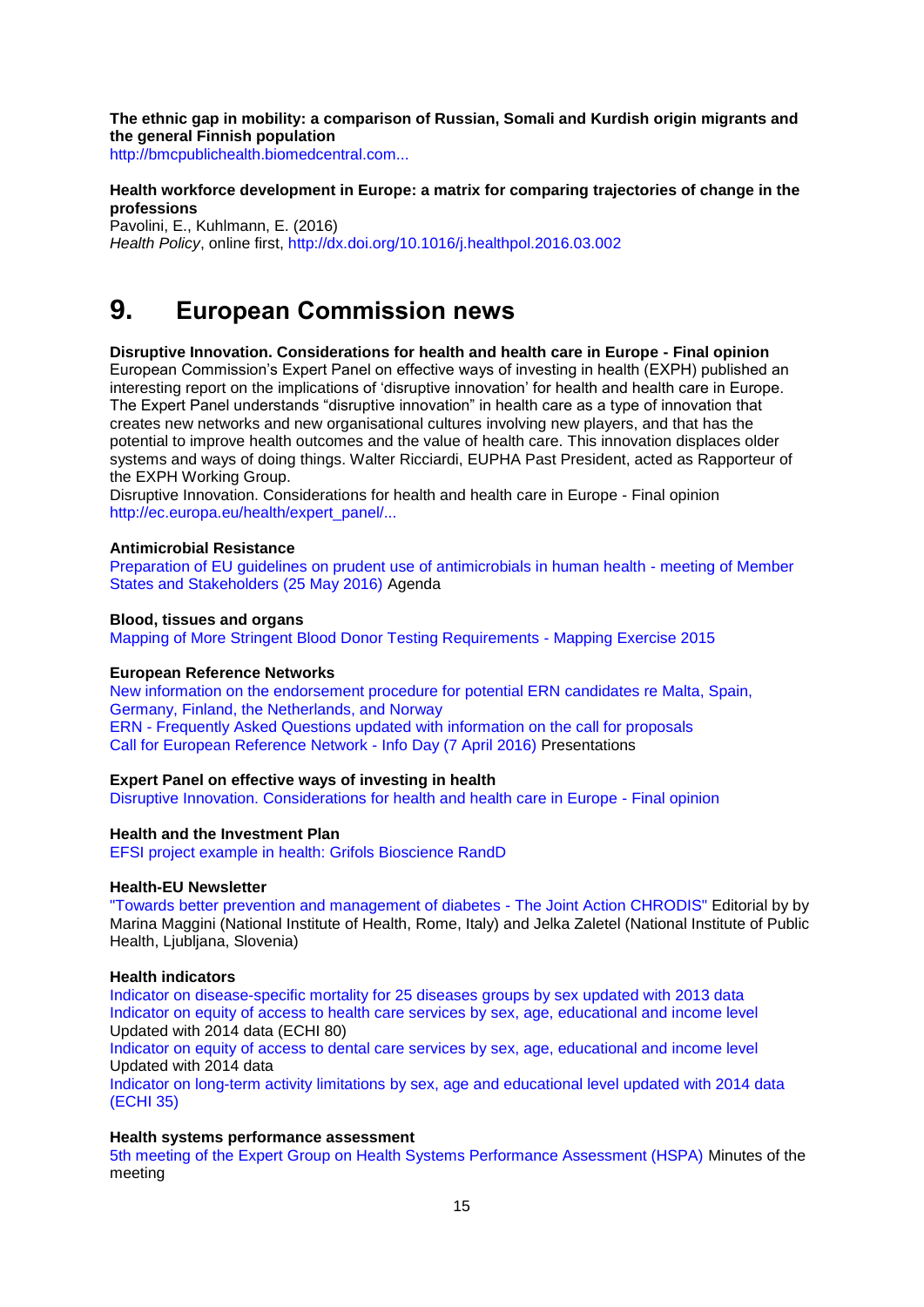**The ethnic gap in mobility: a comparison of Russian, Somali and Kurdish origin migrants and the general Finnish population**
http://bmcpublichealth.biomedcentral.com...

**Health workforce development in Europe: a matrix for comparing trajectories of change in the professions**
Pavolini, E., Kuhlmann, E. (2016)
*Health Policy*, online first, http://dx.doi.org/10.1016/j.healthpol.2016.03.002

# 9. European Commission news

**Disruptive Innovation. Considerations for health and health care in Europe - Final opinion**
European Commission's Expert Panel on effective ways of investing in health (EXPH) published an interesting report on the implications of 'disruptive innovation' for health and health care in Europe. The Expert Panel understands "disruptive innovation" in health care as a type of innovation that creates new networks and new organisational cultures involving new players, and that has the potential to improve health outcomes and the value of health care. This innovation displaces older systems and ways of doing things. Walter Ricciardi, EUPHA Past President, acted as Rapporteur of the EXPH Working Group.
Disruptive Innovation. Considerations for health and health care in Europe - Final opinion
http://ec.europa.eu/health/expert_panel/...

**Antimicrobial Resistance**
Preparation of EU guidelines on prudent use of antimicrobials in human health - meeting of Member States and Stakeholders (25 May 2016) Agenda

**Blood, tissues and organs**
Mapping of More Stringent Blood Donor Testing Requirements - Mapping Exercise 2015

**European Reference Networks**
New information on the endorsement procedure for potential ERN candidates re Malta, Spain, Germany, Finland, the Netherlands, and Norway
ERN - Frequently Asked Questions updated with information on the call for proposals
Call for European Reference Network - Info Day (7 April 2016) Presentations

**Expert Panel on effective ways of investing in health**
Disruptive Innovation. Considerations for health and health care in Europe - Final opinion

**Health and the Investment Plan**
EFSI project example in health: Grifols Bioscience RandD

**Health-EU Newsletter**
"Towards better prevention and management of diabetes - The Joint Action CHRODIS" Editorial by by Marina Maggini (National Institute of Health, Rome, Italy) and Jelka Zaletel (National Institute of Public Health, Ljubljana, Slovenia)

**Health indicators**
Indicator on disease-specific mortality for 25 diseases groups by sex updated with 2013 data
Indicator on equity of access to health care services by sex, age, educational and income level Updated with 2014 data (ECHI 80)
Indicator on equity of access to dental care services by sex, age, educational and income level Updated with 2014 data
Indicator on long-term activity limitations by sex, age and educational level updated with 2014 data (ECHI 35)

**Health systems performance assessment**
5th meeting of the Expert Group on Health Systems Performance Assessment (HSPA) Minutes of the meeting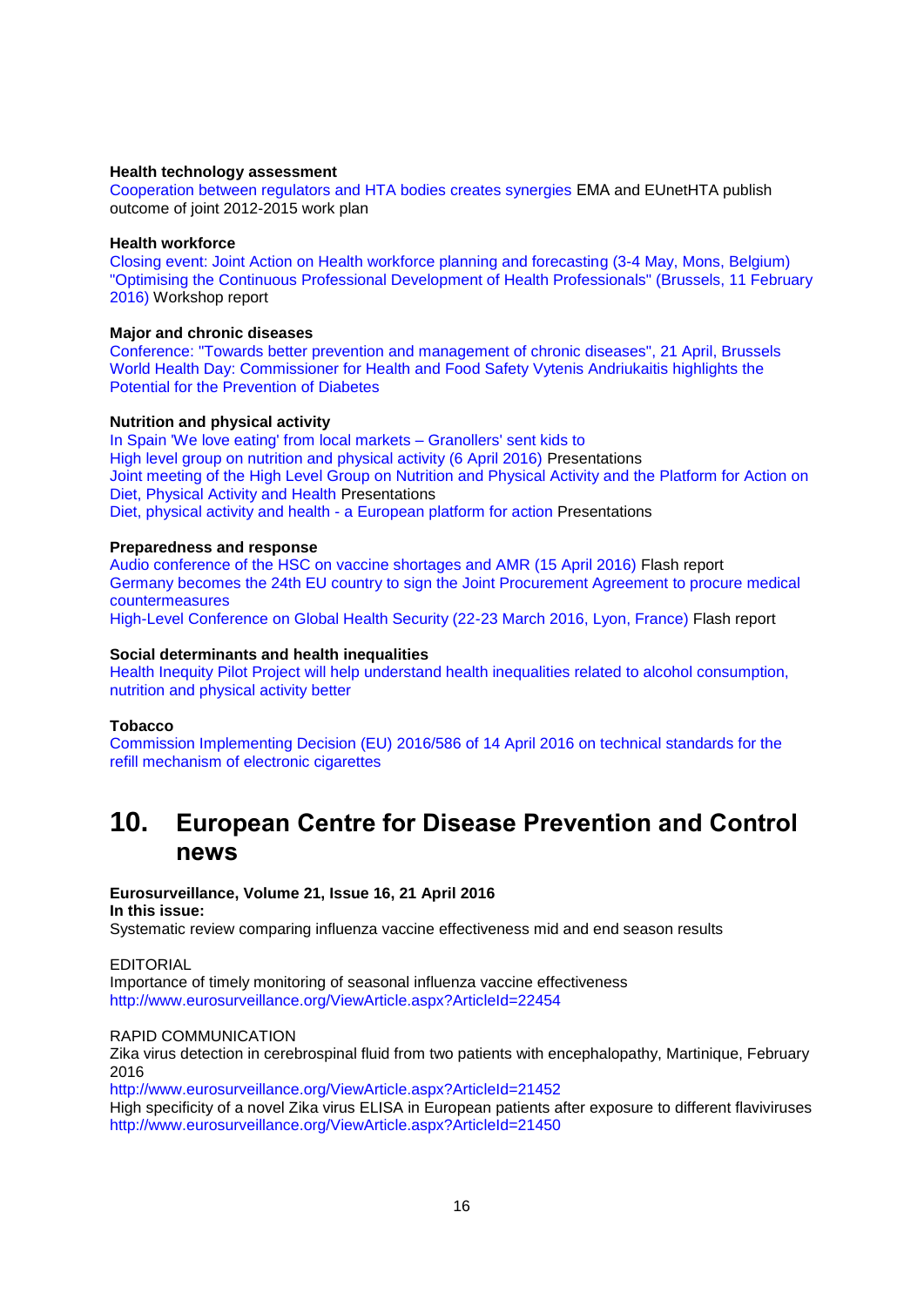**Health technology assessment**

Cooperation between regulators and HTA bodies creates synergies EMA and EUnetHTA publish outcome of joint 2012-2015 work plan

**Health workforce**

Closing event: Joint Action on Health workforce planning and forecasting (3-4 May, Mons, Belgium)
"Optimising the Continuous Professional Development of Health Professionals" (Brussels, 11 February 2016) Workshop report

**Major and chronic diseases**

Conference: "Towards better prevention and management of chronic diseases", 21 April, Brussels
World Health Day: Commissioner for Health and Food Safety Vytenis Andriukaitis highlights the Potential for the Prevention of Diabetes

**Nutrition and physical activity**

In Spain 'We love eating' from local markets – Granollers' sent kids to
High level group on nutrition and physical activity (6 April 2016) Presentations
Joint meeting of the High Level Group on Nutrition and Physical Activity and the Platform for Action on Diet, Physical Activity and Health Presentations
Diet, physical activity and health - a European platform for action Presentations

**Preparedness and response**

Audio conference of the HSC on vaccine shortages and AMR (15 April 2016) Flash report
Germany becomes the 24th EU country to sign the Joint Procurement Agreement to procure medical countermeasures
High-Level Conference on Global Health Security (22-23 March 2016, Lyon, France) Flash report

**Social determinants and health inequalities**

Health Inequity Pilot Project will help understand health inequalities related to alcohol consumption, nutrition and physical activity better

**Tobacco**

Commission Implementing Decision (EU) 2016/586 of 14 April 2016 on technical standards for the refill mechanism of electronic cigarettes

# 10. European Centre for Disease Prevention and Control news

**Eurosurveillance, Volume 21, Issue 16, 21 April 2016**
**In this issue:**
Systematic review comparing influenza vaccine effectiveness mid and end season results

EDITORIAL
Importance of timely monitoring of seasonal influenza vaccine effectiveness
http://www.eurosurveillance.org/ViewArticle.aspx?ArticleId=22454

RAPID COMMUNICATION
Zika virus detection in cerebrospinal fluid from two patients with encephalopathy, Martinique, February 2016
http://www.eurosurveillance.org/ViewArticle.aspx?ArticleId=21452
High specificity of a novel Zika virus ELISA in European patients after exposure to different flaviviruses
http://www.eurosurveillance.org/ViewArticle.aspx?ArticleId=21450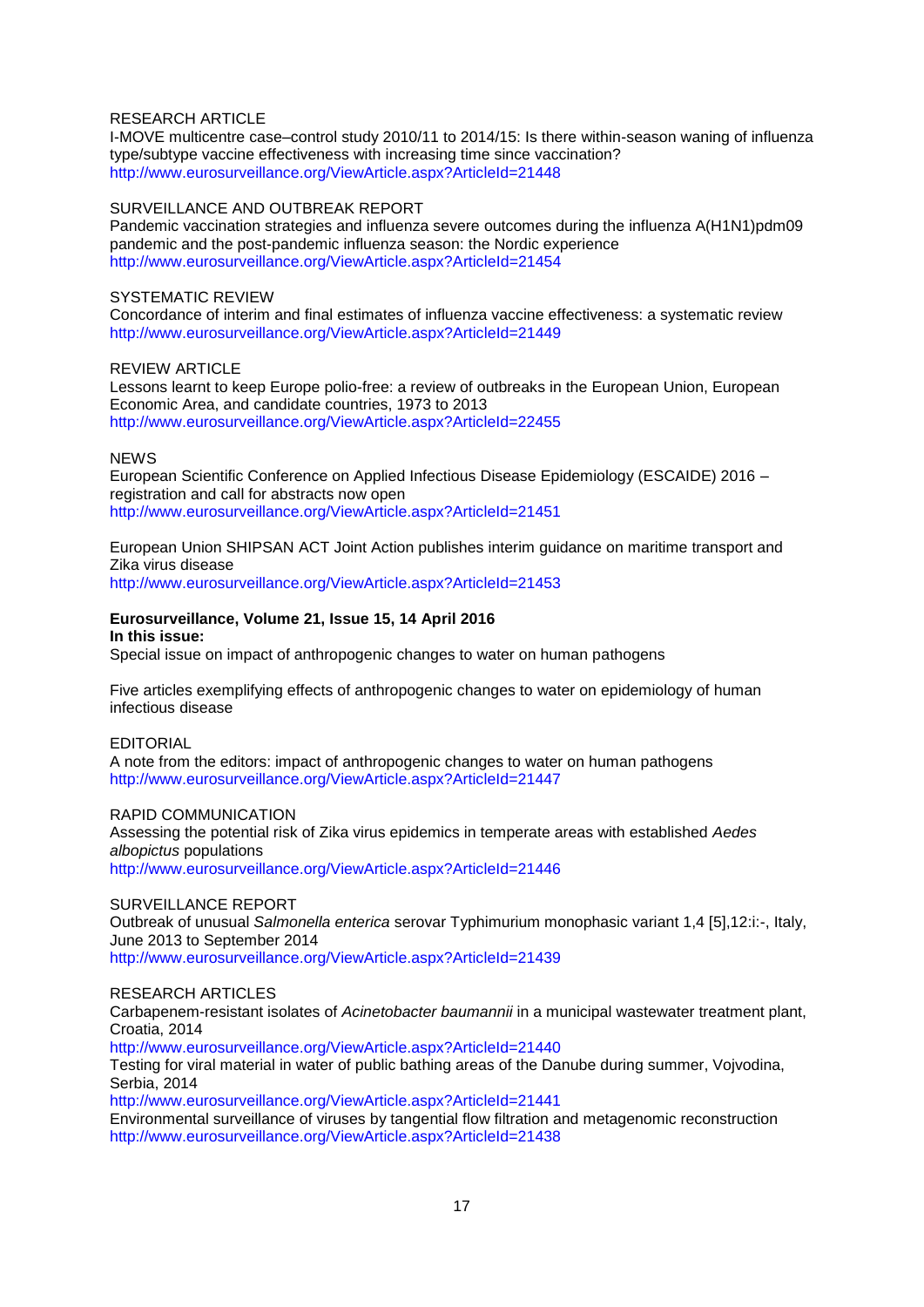RESEARCH ARTICLE
I-MOVE multicentre case–control study 2010/11 to 2014/15: Is there within-season waning of influenza type/subtype vaccine effectiveness with increasing time since vaccination?
http://www.eurosurveillance.org/ViewArticle.aspx?ArticleId=21448

SURVEILLANCE AND OUTBREAK REPORT
Pandemic vaccination strategies and influenza severe outcomes during the influenza A(H1N1)pdm09 pandemic and the post-pandemic influenza season: the Nordic experience
http://www.eurosurveillance.org/ViewArticle.aspx?ArticleId=21454

SYSTEMATIC REVIEW
Concordance of interim and final estimates of influenza vaccine effectiveness: a systematic review
http://www.eurosurveillance.org/ViewArticle.aspx?ArticleId=21449

REVIEW ARTICLE
Lessons learnt to keep Europe polio-free: a review of outbreaks in the European Union, European Economic Area, and candidate countries, 1973 to 2013
http://www.eurosurveillance.org/ViewArticle.aspx?ArticleId=22455

NEWS
European Scientific Conference on Applied Infectious Disease Epidemiology (ESCAIDE) 2016 – registration and call for abstracts now open
http://www.eurosurveillance.org/ViewArticle.aspx?ArticleId=21451

European Union SHIPSAN ACT Joint Action publishes interim guidance on maritime transport and Zika virus disease
http://www.eurosurveillance.org/ViewArticle.aspx?ArticleId=21453

**Eurosurveillance, Volume 21, Issue 15, 14 April 2016**
**In this issue:**
Special issue on impact of anthropogenic changes to water on human pathogens

Five articles exemplifying effects of anthropogenic changes to water on epidemiology of human infectious disease

EDITORIAL
A note from the editors: impact of anthropogenic changes to water on human pathogens
http://www.eurosurveillance.org/ViewArticle.aspx?ArticleId=21447

RAPID COMMUNICATION
Assessing the potential risk of Zika virus epidemics in temperate areas with established *Aedes albopictus* populations
http://www.eurosurveillance.org/ViewArticle.aspx?ArticleId=21446

SURVEILLANCE REPORT
Outbreak of unusual *Salmonella enterica* serovar Typhimurium monophasic variant 1,4 [5],12:i:-, Italy, June 2013 to September 2014
http://www.eurosurveillance.org/ViewArticle.aspx?ArticleId=21439

RESEARCH ARTICLES
Carbapenem-resistant isolates of *Acinetobacter baumannii* in a municipal wastewater treatment plant, Croatia, 2014
http://www.eurosurveillance.org/ViewArticle.aspx?ArticleId=21440
Testing for viral material in water of public bathing areas of the Danube during summer, Vojvodina, Serbia, 2014
http://www.eurosurveillance.org/ViewArticle.aspx?ArticleId=21441
Environmental surveillance of viruses by tangential flow filtration and metagenomic reconstruction
http://www.eurosurveillance.org/ViewArticle.aspx?ArticleId=21438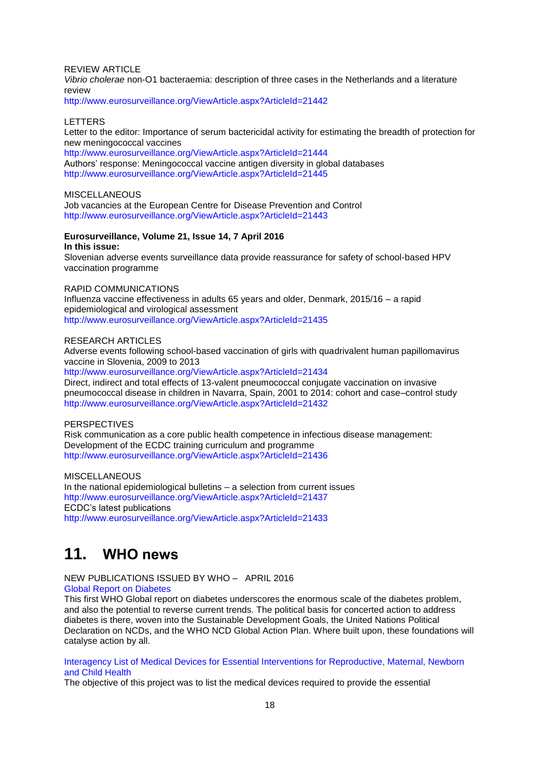REVIEW ARTICLE
*Vibrio cholerae* non-O1 bacteraemia: description of three cases in the Netherlands and a literature review
http://www.eurosurveillance.org/ViewArticle.aspx?ArticleId=21442

LETTERS
Letter to the editor: Importance of serum bactericidal activity for estimating the breadth of protection for new meningococcal vaccines
http://www.eurosurveillance.org/ViewArticle.aspx?ArticleId=21444
Authors' response: Meningococcal vaccine antigen diversity in global databases
http://www.eurosurveillance.org/ViewArticle.aspx?ArticleId=21445

MISCELLANEOUS
Job vacancies at the European Centre for Disease Prevention and Control
http://www.eurosurveillance.org/ViewArticle.aspx?ArticleId=21443

**Eurosurveillance, Volume 21, Issue 14, 7 April 2016**
**In this issue:**
Slovenian adverse events surveillance data provide reassurance for safety of school-based HPV vaccination programme

RAPID COMMUNICATIONS
Influenza vaccine effectiveness in adults 65 years and older, Denmark, 2015/16 – a rapid epidemiological and virological assessment
http://www.eurosurveillance.org/ViewArticle.aspx?ArticleId=21435

RESEARCH ARTICLES
Adverse events following school-based vaccination of girls with quadrivalent human papillomavirus vaccine in Slovenia, 2009 to 2013
http://www.eurosurveillance.org/ViewArticle.aspx?ArticleId=21434
Direct, indirect and total effects of 13-valent pneumococcal conjugate vaccination on invasive pneumococcal disease in children in Navarra, Spain, 2001 to 2014: cohort and case–control study
http://www.eurosurveillance.org/ViewArticle.aspx?ArticleId=21432

PERSPECTIVES
Risk communication as a core public health competence in infectious disease management: Development of the ECDC training curriculum and programme
http://www.eurosurveillance.org/ViewArticle.aspx?ArticleId=21436

MISCELLANEOUS
In the national epidemiological bulletins – a selection from current issues
http://www.eurosurveillance.org/ViewArticle.aspx?ArticleId=21437
ECDC's latest publications
http://www.eurosurveillance.org/ViewArticle.aspx?ArticleId=21433

# 11. WHO news

NEW PUBLICATIONS ISSUED BY WHO – APRIL 2016
Global Report on Diabetes
This first WHO Global report on diabetes underscores the enormous scale of the diabetes problem, and also the potential to reverse current trends. The political basis for concerted action to address diabetes is there, woven into the Sustainable Development Goals, the United Nations Political Declaration on NCDs, and the WHO NCD Global Action Plan. Where built upon, these foundations will catalyse action by all.

Interagency List of Medical Devices for Essential Interventions for Reproductive, Maternal, Newborn and Child Health
The objective of this project was to list the medical devices required to provide the essential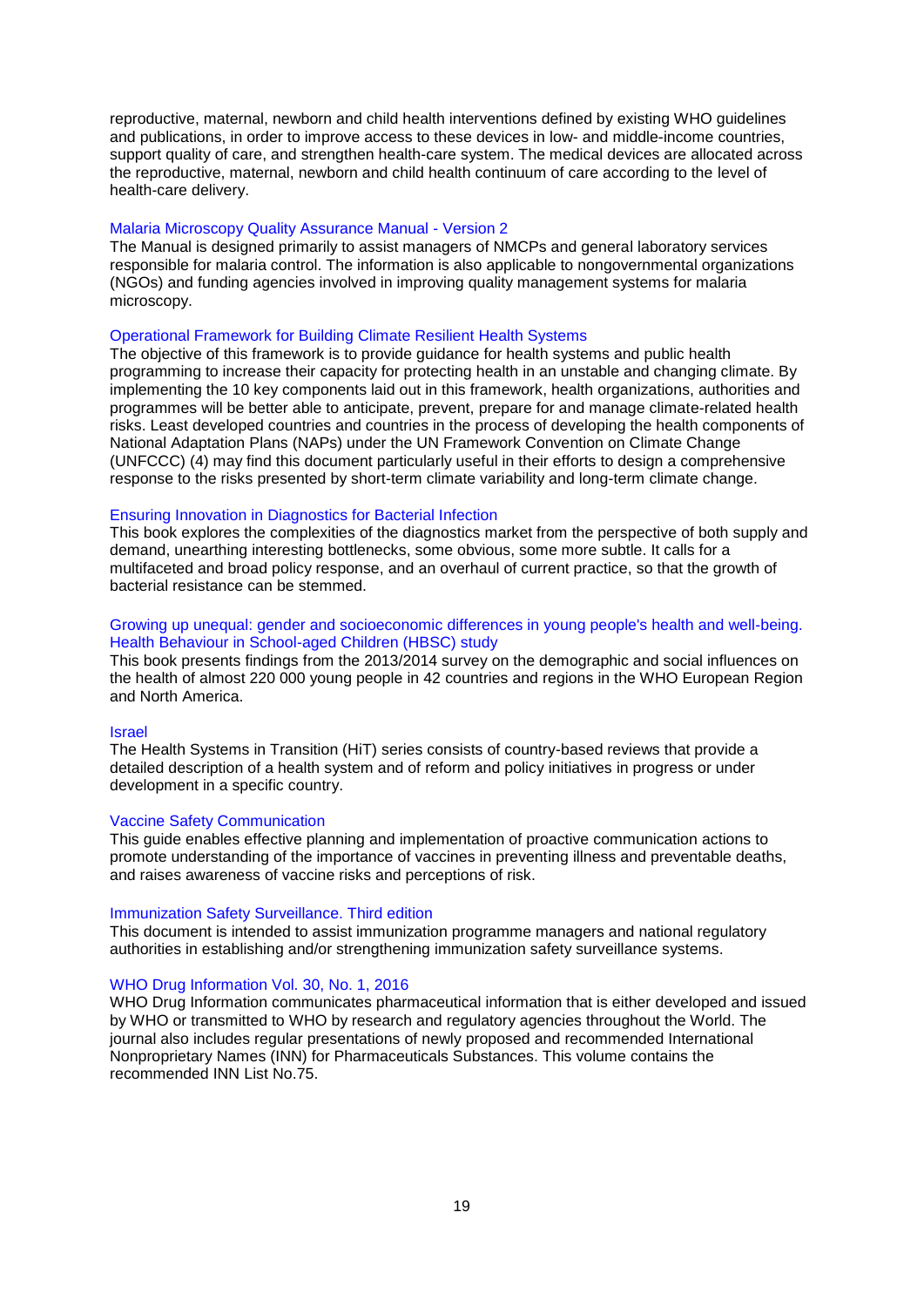reproductive, maternal, newborn and child health interventions defined by existing WHO guidelines and publications, in order to improve access to these devices in low- and middle-income countries, support quality of care, and strengthen health-care system. The medical devices are allocated across the reproductive, maternal, newborn and child health continuum of care according to the level of health-care delivery.

Malaria Microscopy Quality Assurance Manual - Version 2

The Manual is designed primarily to assist managers of NMCPs and general laboratory services responsible for malaria control. The information is also applicable to nongovernmental organizations (NGOs) and funding agencies involved in improving quality management systems for malaria microscopy.

Operational Framework for Building Climate Resilient Health Systems

The objective of this framework is to provide guidance for health systems and public health programming to increase their capacity for protecting health in an unstable and changing climate. By implementing the 10 key components laid out in this framework, health organizations, authorities and programmes will be better able to anticipate, prevent, prepare for and manage climate-related health risks. Least developed countries and countries in the process of developing the health components of National Adaptation Plans (NAPs) under the UN Framework Convention on Climate Change (UNFCCC) (4) may find this document particularly useful in their efforts to design a comprehensive response to the risks presented by short-term climate variability and long-term climate change.

Ensuring Innovation in Diagnostics for Bacterial Infection

This book explores the complexities of the diagnostics market from the perspective of both supply and demand, unearthing interesting bottlenecks, some obvious, some more subtle. It calls for a multifaceted and broad policy response, and an overhaul of current practice, so that the growth of bacterial resistance can be stemmed.

Growing up unequal: gender and socioeconomic differences in young people's health and well-being. Health Behaviour in School-aged Children (HBSC) study

This book presents findings from the 2013/2014 survey on the demographic and social influences on the health of almost 220 000 young people in 42 countries and regions in the WHO European Region and North America.

Israel

The Health Systems in Transition (HiT) series consists of country-based reviews that provide a detailed description of a health system and of reform and policy initiatives in progress or under development in a specific country.

Vaccine Safety Communication

This guide enables effective planning and implementation of proactive communication actions to promote understanding of the importance of vaccines in preventing illness and preventable deaths, and raises awareness of vaccine risks and perceptions of risk.

Immunization Safety Surveillance. Third edition

This document is intended to assist immunization programme managers and national regulatory authorities in establishing and/or strengthening immunization safety surveillance systems.

WHO Drug Information Vol. 30, No. 1, 2016

WHO Drug Information communicates pharmaceutical information that is either developed and issued by WHO or transmitted to WHO by research and regulatory agencies throughout the World. The journal also includes regular presentations of newly proposed and recommended International Nonproprietary Names (INN) for Pharmaceuticals Substances. This volume contains the recommended INN List No.75.